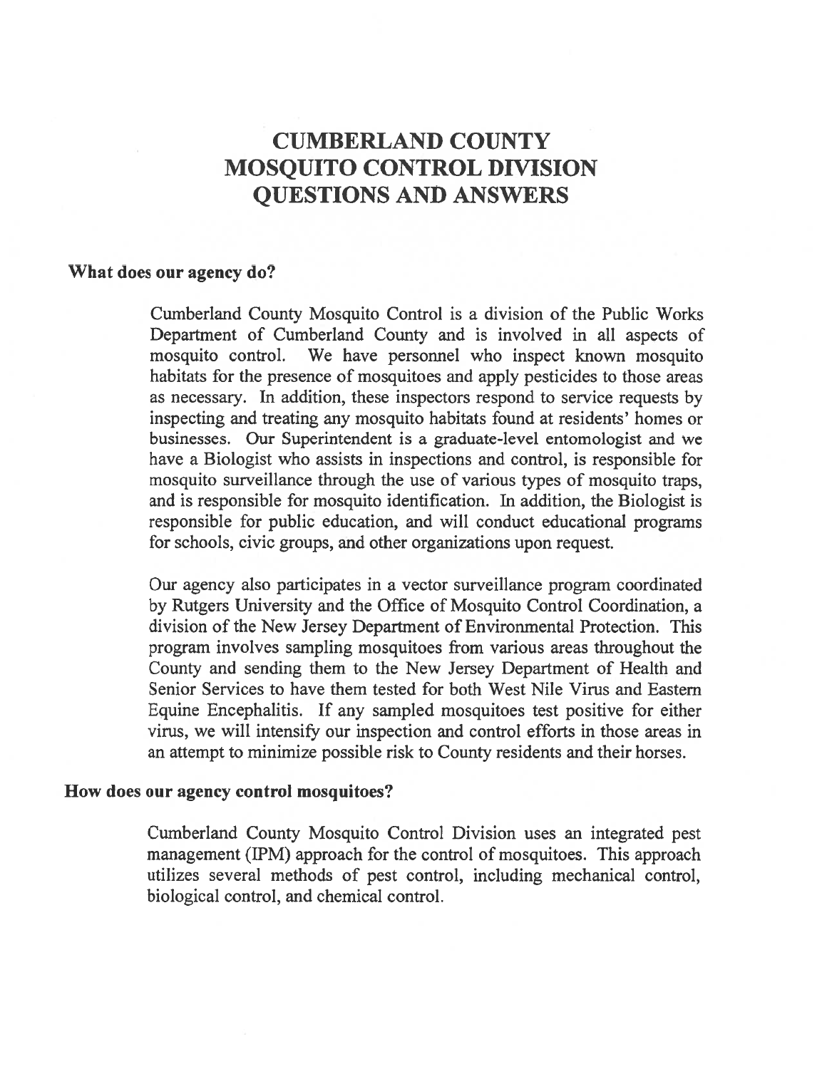# CUMBERLAND COUNTY MOSQUITO CONTROL DIVISION QUESTIONS AND ANSWERS

## What does our agency do?

Cumberland County Mosquito Control is a division of the Public Works Department of Cumberland County and is involved in all aspects of mosquito control. We have personnel who inspect known mosquito habitats for the presence of mosquitoes and apply pesticides to those areas as necessary. In addition, these inspectors respond to service requests by inspecting and treating any mosquito habitats found at residents' homes or businesses. Our Superintendent is a graduate-level entomologist and we have a Biologist who assists in inspections and control, is responsible for mosquito surveillance through the use of various types of mosquito traps, and is responsible for mosquito identification. In addition, the Biologist is responsible for public education, and will conduct educational programs for schools, civic groups, and other organizations upon request.

Our agency also participates in a vector surveillance program coordinated by Rutgers University and the Office of Mosquito Control Coordination, a division of the New Jersey Department of Environmental Protection. This program involves sampling mosquitoes from various areas throughout the County and sending them to the New Jersey Department of Health and Senior Services to have them tested for both West Nile Virus and Eastern Equine Encephalitis. If any sampled mosquitoes test positive for either virus, we will intensify our inspection and control efforts in those areas in an attempt to minimize possible risk to County residents and their horses.

## How does our agency control mosquitoes?

Cumberland County Mosquito Control Division uses an integrated pest management (IPM) approach for the control of mosquitoes. This approach utilizes several methods of pest control, including mechanical control, biological control, and chemical control.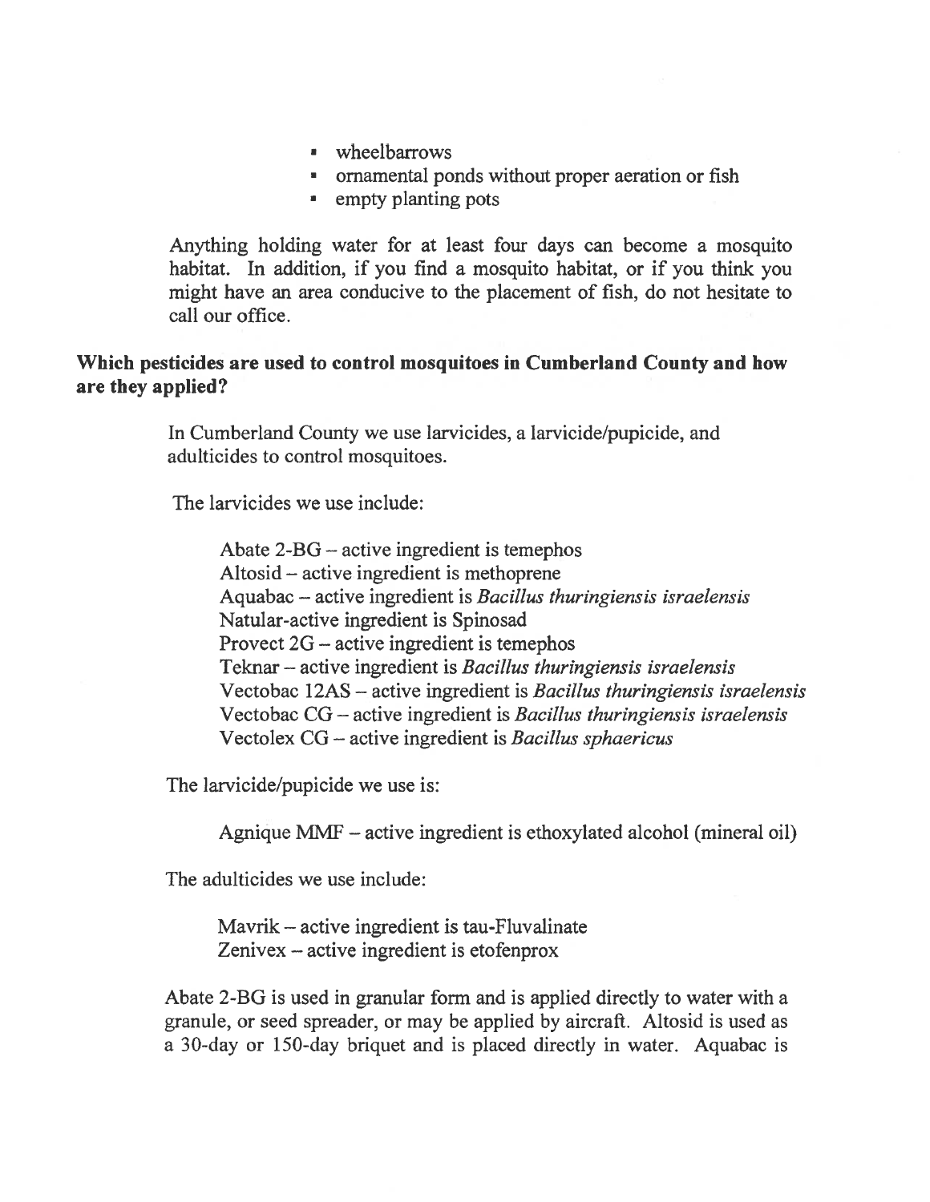- wheelbarrows
- ornamental ponds without proper aeration or fish
- empty planting pots

Anything holding water for at least four days can become a mosquito habitat. In addition, if you find a mosquito habitat, or if you think you might have an area conducive to the placement of fish, do not hesitate to call our office.

**Which pesticides are used to control mosquitoes in Cumberland County and how are they applied?**

In Cumberland County we use larvicides, a larvicide/pupicide, and adulticides to control mosquitoes.

The larvicides we use include:

Abate 2-BG – active ingredient is temephos
Altosid – active ingredient is methoprene
Aquabac – active ingredient is *Bacillus thuringiensis israelensis*
Natular-active ingredient is Spinosad
Provect 2G – active ingredient is temephos
Teknar – active ingredient is *Bacillus thuringiensis israelensis*
Vectobac 12AS – active ingredient is *Bacillus thuringiensis israelensis*
Vectobac CG – active ingredient is *Bacillus thuringiensis israelensis*
Vectolex CG – active ingredient is *Bacillus sphaericus*

The larvicide/pupicide we use is:

Agnique MMF – active ingredient is ethoxylated alcohol (mineral oil)

The adulticides we use include:

Mavrik – active ingredient is tau-Fluvalinate
Zenivex – active ingredient is etofenprox

Abate 2-BG is used in granular form and is applied directly to water with a granule, or seed spreader, or may be applied by aircraft. Altosid is used as a 30-day or 150-day briquet and is placed directly in water. Aquabac is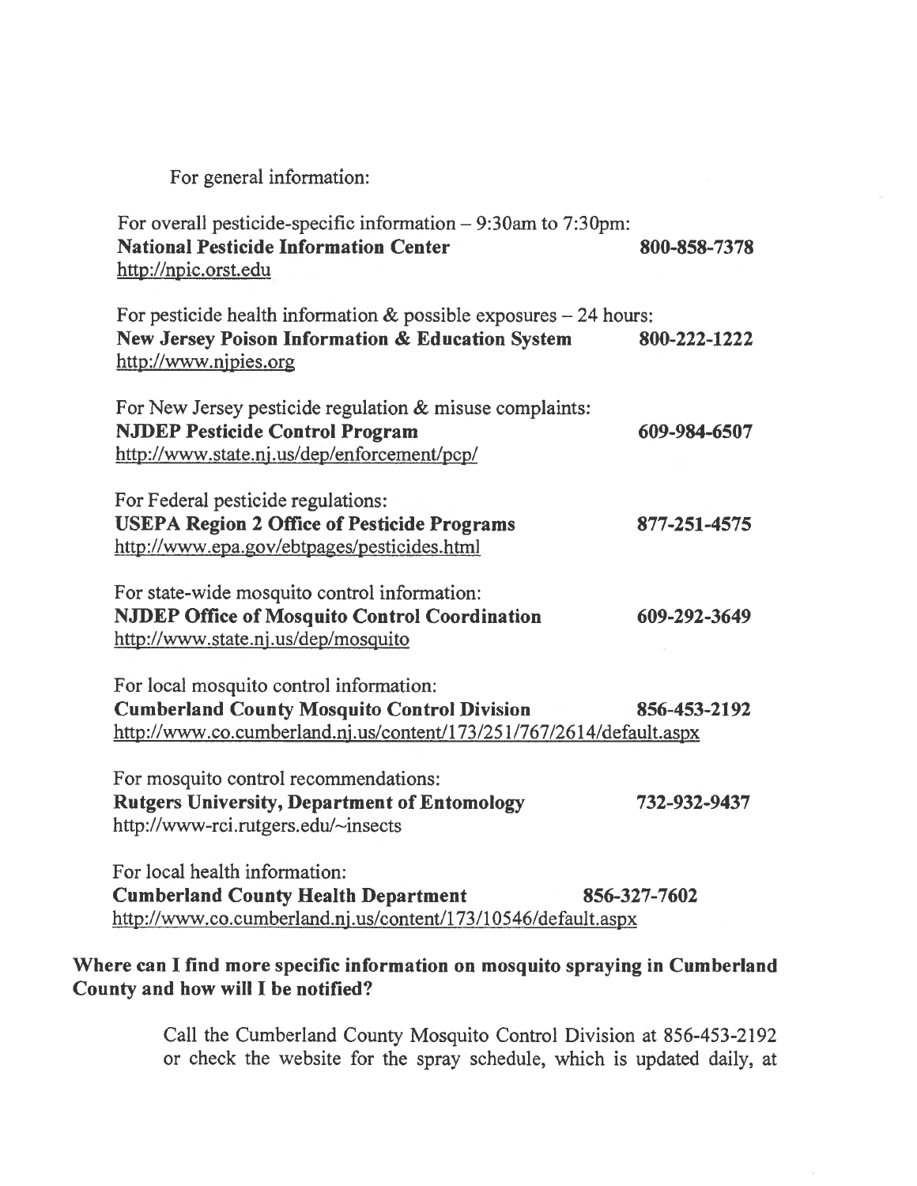For general information:

For overall pesticide-specific information – 9:30am to 7:30pm:
**National Pesticide Information Center** **800-858-7378**
http://npic.orst.edu

For pesticide health information & possible exposures – 24 hours:
**New Jersey Poison Information & Education System** **800-222-1222**
http://www.njpies.org

For New Jersey pesticide regulation & misuse complaints:
**NJDEP Pesticide Control Program** **609-984-6507**
http://www.state.nj.us/dep/enforcement/pcp/

For Federal pesticide regulations:
**USEPA Region 2 Office of Pesticide Programs** **877-251-4575**
http://www.epa.gov/ebtpages/pesticides.html

For state-wide mosquito control information:
**NJDEP Office of Mosquito Control Coordination** **609-292-3649**
http://www.state.nj.us/dep/mosquito

For local mosquito control information:
**Cumberland County Mosquito Control Division** **856-453-2192**
http://www.co.cumberland.nj.us/content/173/251/767/2614/default.aspx

For mosquito control recommendations:
**Rutgers University, Department of Entomology** **732-932-9437**
http://www-rci.rutgers.edu/~insects

For local health information:
**Cumberland County Health Department** **856-327-7602**
http://www.co.cumberland.nj.us/content/173/10546/default.aspx

**Where can I find more specific information on mosquito spraying in Cumberland County and how will I be notified?**

Call the Cumberland County Mosquito Control Division at 856-453-2192 or check the website for the spray schedule, which is updated daily, at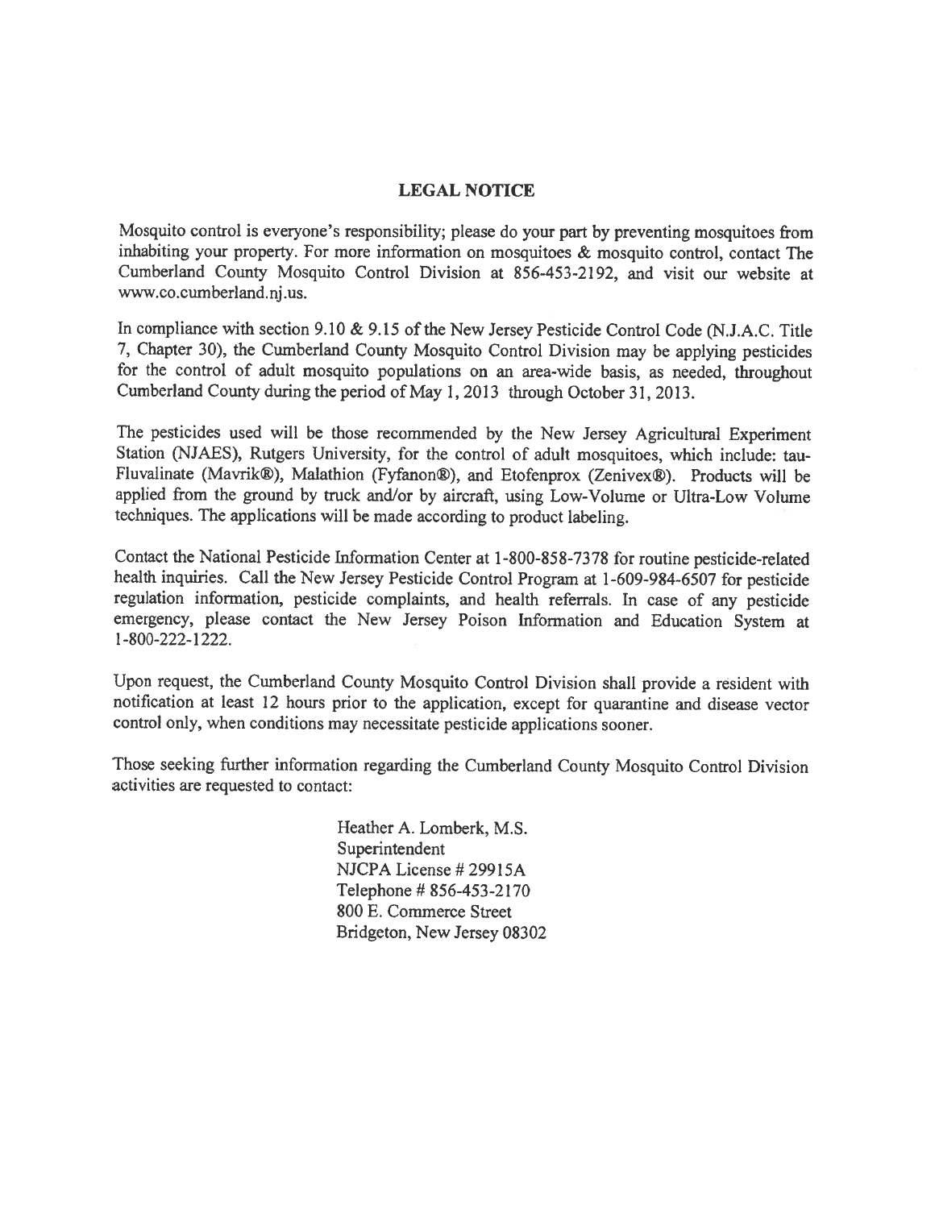## LEGAL NOTICE

Mosquito control is everyone's responsibility; please do your part by preventing mosquitoes from inhabiting your property. For more information on mosquitoes & mosquito control, contact The Cumberland County Mosquito Control Division at 856-453-2192, and visit our website at www.co.cumberland.nj.us.

In compliance with section 9.10 & 9.15 of the New Jersey Pesticide Control Code (N.J.A.C. Title 7, Chapter 30), the Cumberland County Mosquito Control Division may be applying pesticides for the control of adult mosquito populations on an area-wide basis, as needed, throughout Cumberland County during the period of May 1, 2013 through October 31, 2013.

The pesticides used will be those recommended by the New Jersey Agricultural Experiment Station (NJAES), Rutgers University, for the control of adult mosquitoes, which include: tau-Fluvalinate (Mavrik®), Malathion (Fyfanon®), and Etofenprox (Zenivex®). Products will be applied from the ground by truck and/or by aircraft, using Low-Volume or Ultra-Low Volume techniques. The applications will be made according to product labeling.

Contact the National Pesticide Information Center at 1-800-858-7378 for routine pesticide-related health inquiries. Call the New Jersey Pesticide Control Program at 1-609-984-6507 for pesticide regulation information, pesticide complaints, and health referrals. In case of any pesticide emergency, please contact the New Jersey Poison Information and Education System at 1-800-222-1222.

Upon request, the Cumberland County Mosquito Control Division shall provide a resident with notification at least 12 hours prior to the application, except for quarantine and disease vector control only, when conditions may necessitate pesticide applications sooner.

Those seeking further information regarding the Cumberland County Mosquito Control Division activities are requested to contact:

Heather A. Lomberk, M.S.
Superintendent
NJCPA License # 29915A
Telephone # 856-453-2170
800 E. Commerce Street
Bridgeton, New Jersey 08302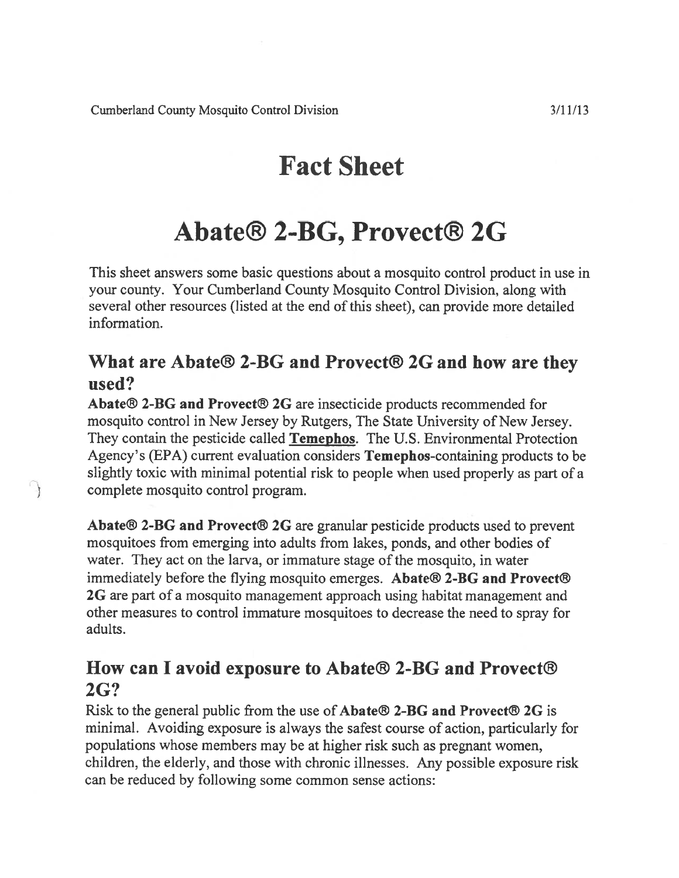Cumberland County Mosquito Control Division 3/11/13

# Fact Sheet

# Abate® 2-BG, Provect® 2G

This sheet answers some basic questions about a mosquito control product in use in your county. Your Cumberland County Mosquito Control Division, along with several other resources (listed at the end of this sheet), can provide more detailed information.

## What are Abate® 2-BG and Provect® 2G and how are they used?

**Abate® 2-BG and Provect® 2G** are insecticide products recommended for mosquito control in New Jersey by Rutgers, The State University of New Jersey. They contain the pesticide called **Temephos**. The U.S. Environmental Protection Agency's (EPA) current evaluation considers **Temephos**-containing products to be slightly toxic with minimal potential risk to people when used properly as part of a complete mosquito control program.

**Abate® 2-BG and Provect® 2G** are granular pesticide products used to prevent mosquitoes from emerging into adults from lakes, ponds, and other bodies of water. They act on the larva, or immature stage of the mosquito, in water immediately before the flying mosquito emerges. **Abate® 2-BG and Provect® 2G** are part of a mosquito management approach using habitat management and other measures to control immature mosquitoes to decrease the need to spray for adults.

## How can I avoid exposure to Abate® 2-BG and Provect® 2G?

Risk to the general public from the use of **Abate® 2-BG and Provect® 2G** is minimal. Avoiding exposure is always the safest course of action, particularly for populations whose members may be at higher risk such as pregnant women, children, the elderly, and those with chronic illnesses. Any possible exposure risk can be reduced by following some common sense actions: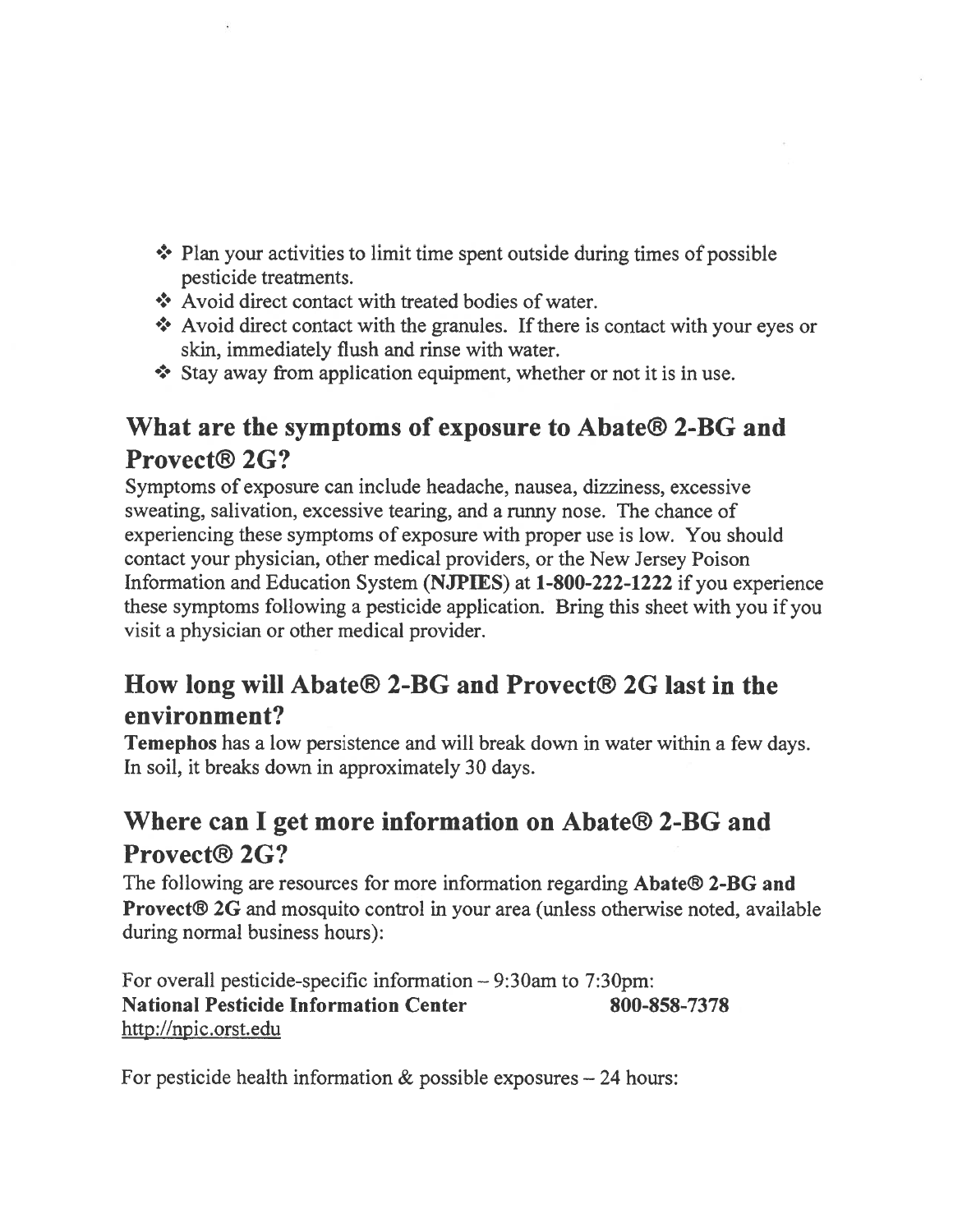- Plan your activities to limit time spent outside during times of possible pesticide treatments.
- Avoid direct contact with treated bodies of water.
- Avoid direct contact with the granules. If there is contact with your eyes or skin, immediately flush and rinse with water.
- Stay away from application equipment, whether or not it is in use.

## What are the symptoms of exposure to Abate® 2-BG and Provect® 2G?

Symptoms of exposure can include headache, nausea, dizziness, excessive sweating, salivation, excessive tearing, and a runny nose. The chance of experiencing these symptoms of exposure with proper use is low. You should contact your physician, other medical providers, or the New Jersey Poison Information and Education System (**NJPIES**) at **1-800-222-1222** if you experience these symptoms following a pesticide application. Bring this sheet with you if you visit a physician or other medical provider.

## How long will Abate® 2-BG and Provect® 2G last in the environment?

**Temephos** has a low persistence and will break down in water within a few days. In soil, it breaks down in approximately 30 days.

## Where can I get more information on Abate® 2-BG and Provect® 2G?

The following are resources for more information regarding **Abate® 2-BG and Provect® 2G** and mosquito control in your area (unless otherwise noted, available during normal business hours):

For overall pesticide-specific information – 9:30am to 7:30pm:
**National Pesticide Information Center** **800-858-7378**
http://npic.orst.edu

For pesticide health information & possible exposures – 24 hours: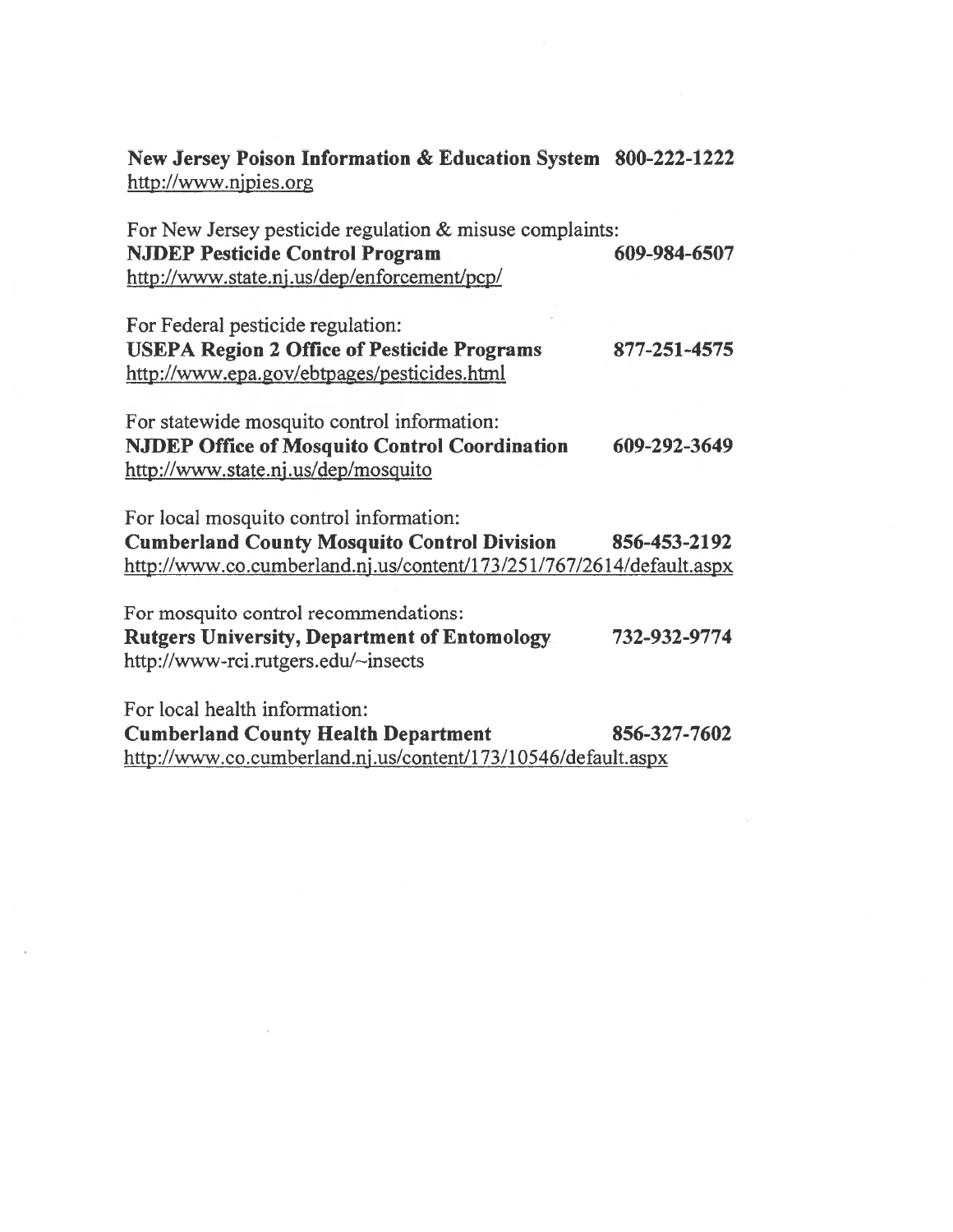**New Jersey Poison Information & Education System 800-222-1222**
http://www.njpies.org

For New Jersey pesticide regulation & misuse complaints:
**NJDEP Pesticide Control Program 609-984-6507**
http://www.state.nj.us/dep/enforcement/pcp/

For Federal pesticide regulation:
**USEPA Region 2 Office of Pesticide Programs 877-251-4575**
http://www.epa.gov/ebtpages/pesticides.html

For statewide mosquito control information:
**NJDEP Office of Mosquito Control Coordination 609-292-3649**
http://www.state.nj.us/dep/mosquito

For local mosquito control information:
**Cumberland County Mosquito Control Division 856-453-2192**
http://www.co.cumberland.nj.us/content/173/251/767/2614/default.aspx

For mosquito control recommendations:
**Rutgers University, Department of Entomology 732-932-9774**
http://www-rci.rutgers.edu/~insects

For local health information:
**Cumberland County Health Department 856-327-7602**
http://www.co.cumberland.nj.us/content/173/10546/default.aspx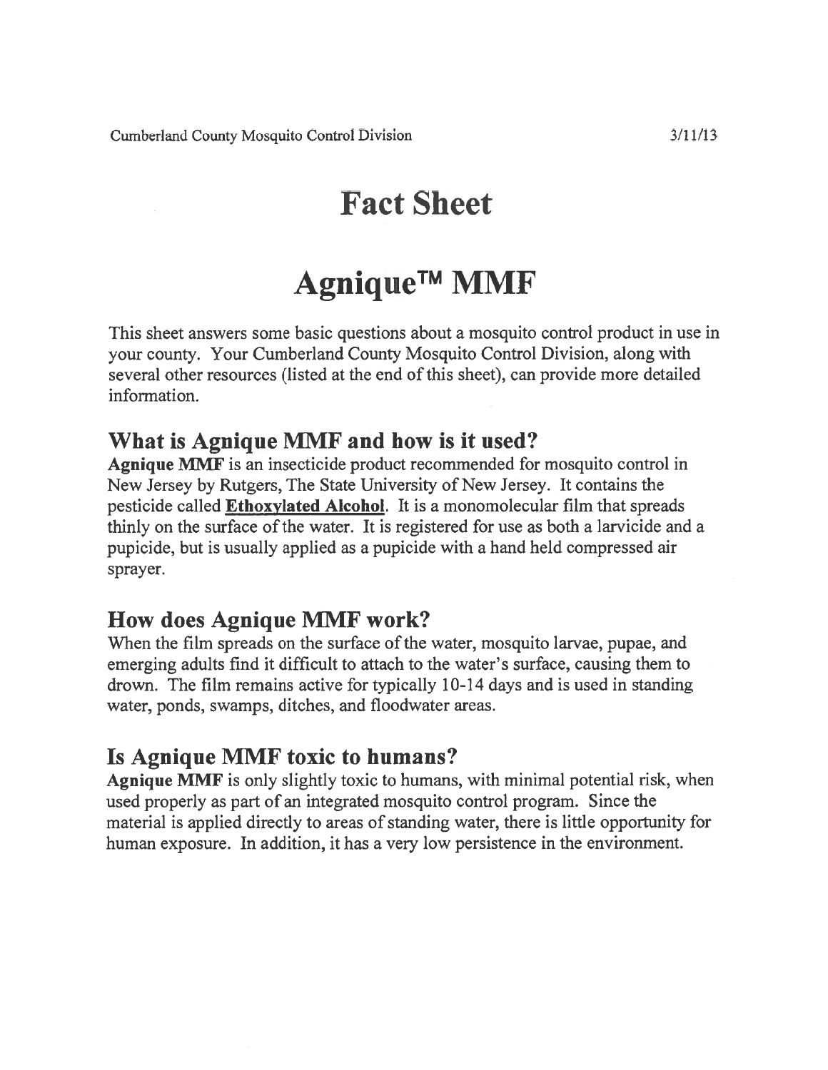Cumberland County Mosquito Control Division 3/11/13

# Fact Sheet

# Agnique™ MMF

This sheet answers some basic questions about a mosquito control product in use in your county. Your Cumberland County Mosquito Control Division, along with several other resources (listed at the end of this sheet), can provide more detailed information.

## What is Agnique MMF and how is it used?

**Agnique MMF** is an insecticide product recommended for mosquito control in New Jersey by Rutgers, The State University of New Jersey. It contains the pesticide called **Ethoxylated Alcohol**. It is a monomolecular film that spreads thinly on the surface of the water. It is registered for use as both a larvicide and a pupicide, but is usually applied as a pupicide with a hand held compressed air sprayer.

## How does Agnique MMF work?

When the film spreads on the surface of the water, mosquito larvae, pupae, and emerging adults find it difficult to attach to the water's surface, causing them to drown. The film remains active for typically 10-14 days and is used in standing water, ponds, swamps, ditches, and floodwater areas.

## Is Agnique MMF toxic to humans?

**Agnique MMF** is only slightly toxic to humans, with minimal potential risk, when used properly as part of an integrated mosquito control program. Since the material is applied directly to areas of standing water, there is little opportunity for human exposure. In addition, it has a very low persistence in the environment.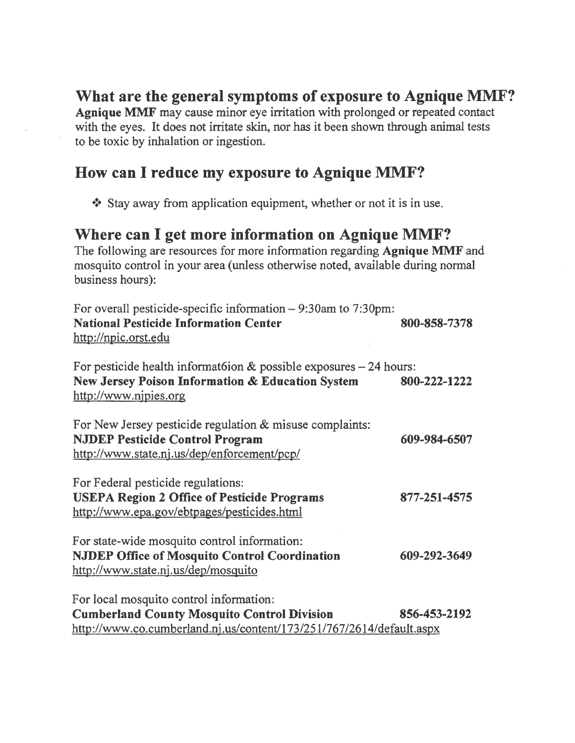## What are the general symptoms of exposure to Agnique MMF?

**Agnique MMF** may cause minor eye irritation with prolonged or repeated contact with the eyes. It does not irritate skin, nor has it been shown through animal tests to be toxic by inhalation or ingestion.

## How can I reduce my exposure to Agnique MMF?

- Stay away from application equipment, whether or not it is in use.

## Where can I get more information on Agnique MMF?

The following are resources for more information regarding **Agnique MMF** and mosquito control in your area (unless otherwise noted, available during normal business hours):

For overall pesticide-specific information – 9:30am to 7:30pm:
**National Pesticide Information Center** **800-858-7378**
http://npic.orst.edu

For pesticide health informat6ion & possible exposures – 24 hours:
**New Jersey Poison Information & Education System** **800-222-1222**
http://www.njpies.org

For New Jersey pesticide regulation & misuse complaints:
**NJDEP Pesticide Control Program** **609-984-6507**
http://www.state.nj.us/dep/enforcement/pcp/

For Federal pesticide regulations:
**USEPA Region 2 Office of Pesticide Programs** **877-251-4575**
http://www.epa.gov/ebtpages/pesticides.html

For state-wide mosquito control information:
**NJDEP Office of Mosquito Control Coordination** **609-292-3649**
http://www.state.nj.us/dep/mosquito

For local mosquito control information:
**Cumberland County Mosquito Control Division** **856-453-2192**
http://www.co.cumberland.nj.us/content/173/251/767/2614/default.aspx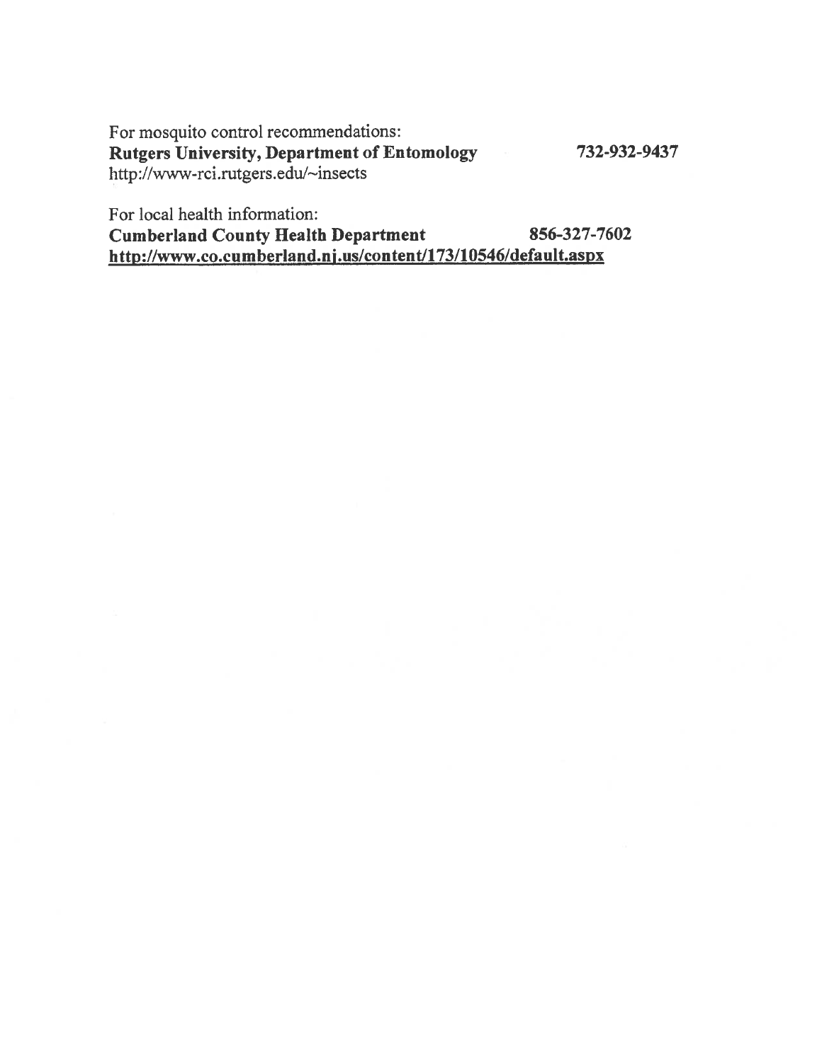For mosquito control recommendations:
**Rutgers University, Department of Entomology** **732-932-9437**
http://www-rci.rutgers.edu/~insects

For local health information:
**Cumberland County Health Department** **856-327-7602**
**http://www.co.cumberland.nj.us/content/173/10546/default.aspx**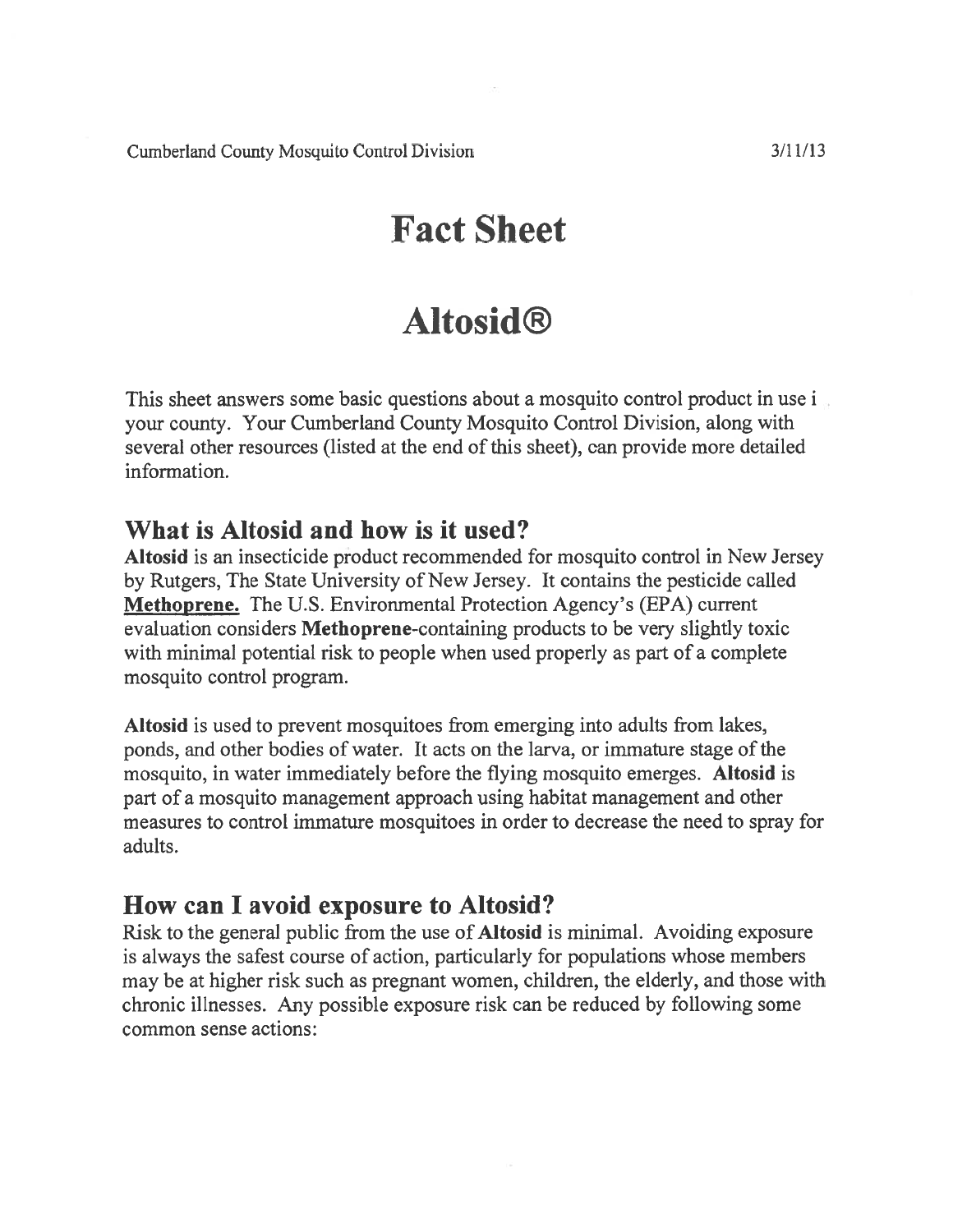Cumberland County Mosquito Control Division 3/11/13

# Fact Sheet

# Altosid®

This sheet answers some basic questions about a mosquito control product in use i your county. Your Cumberland County Mosquito Control Division, along with several other resources (listed at the end of this sheet), can provide more detailed information.

## What is Altosid and how is it used?

**Altosid** is an insecticide product recommended for mosquito control in New Jersey by Rutgers, The State University of New Jersey. It contains the pesticide called **Methoprene.** The U.S. Environmental Protection Agency's (EPA) current evaluation considers **Methoprene**-containing products to be very slightly toxic with minimal potential risk to people when used properly as part of a complete mosquito control program.

**Altosid** is used to prevent mosquitoes from emerging into adults from lakes, ponds, and other bodies of water. It acts on the larva, or immature stage of the mosquito, in water immediately before the flying mosquito emerges. **Altosid** is part of a mosquito management approach using habitat management and other measures to control immature mosquitoes in order to decrease the need to spray for adults.

## How can I avoid exposure to Altosid?

Risk to the general public from the use of **Altosid** is minimal. Avoiding exposure is always the safest course of action, particularly for populations whose members may be at higher risk such as pregnant women, children, the elderly, and those with chronic illnesses. Any possible exposure risk can be reduced by following some common sense actions: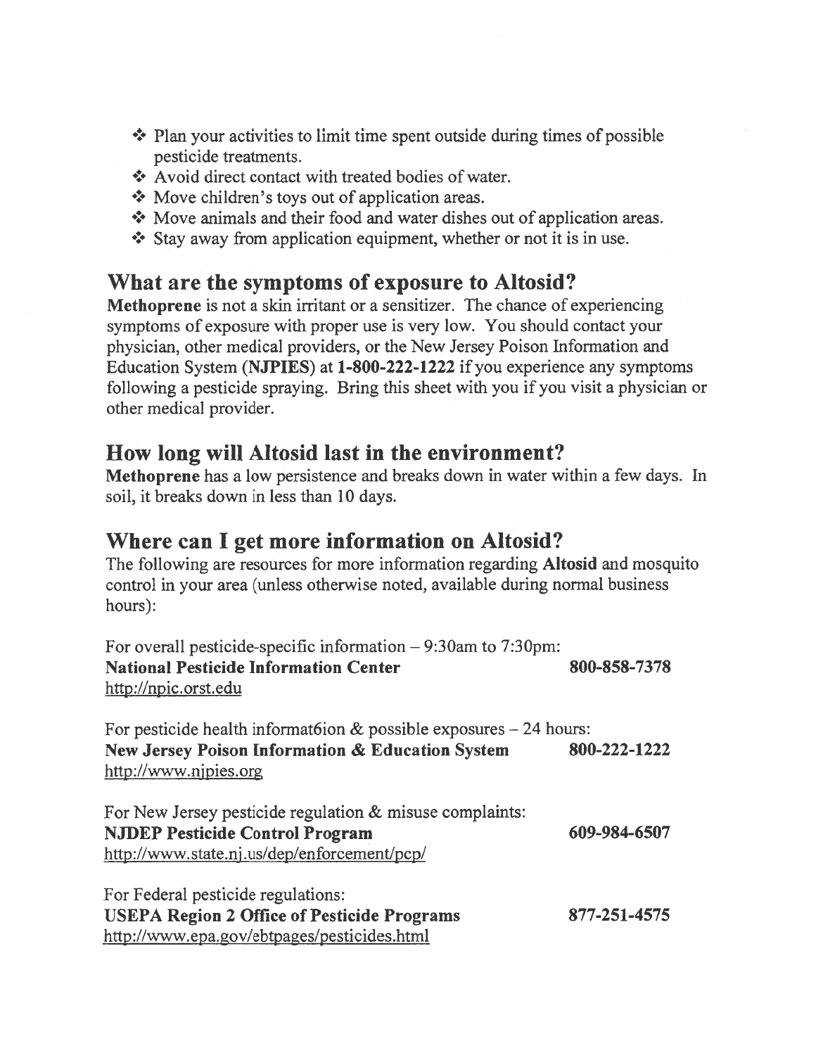- Plan your activities to limit time spent outside during times of possible pesticide treatments.
- Avoid direct contact with treated bodies of water.
- Move children's toys out of application areas.
- Move animals and their food and water dishes out of application areas.
- Stay away from application equipment, whether or not it is in use.

## What are the symptoms of exposure to Altosid?

**Methoprene** is not a skin irritant or a sensitizer. The chance of experiencing symptoms of exposure with proper use is very low. You should contact your physician, other medical providers, or the New Jersey Poison Information and Education System (**NJPIES**) at **1-800-222-1222** if you experience any symptoms following a pesticide spraying. Bring this sheet with you if you visit a physician or other medical provider.

## How long will Altosid last in the environment?

**Methoprene** has a low persistence and breaks down in water within a few days. In soil, it breaks down in less than 10 days.

## Where can I get more information on Altosid?

The following are resources for more information regarding **Altosid** and mosquito control in your area (unless otherwise noted, available during normal business hours):

For overall pesticide-specific information – 9:30am to 7:30pm:
**National Pesticide Information Center** **800-858-7378**
http://npic.orst.edu

For pesticide health informat6ion & possible exposures – 24 hours:
**New Jersey Poison Information & Education System** **800-222-1222**
http://www.njpies.org

For New Jersey pesticide regulation & misuse complaints:
**NJDEP Pesticide Control Program** **609-984-6507**
http://www.state.nj.us/dep/enforcement/pcp/

For Federal pesticide regulations:
**USEPA Region 2 Office of Pesticide Programs** **877-251-4575**
http://www.epa.gov/ebtpages/pesticides.html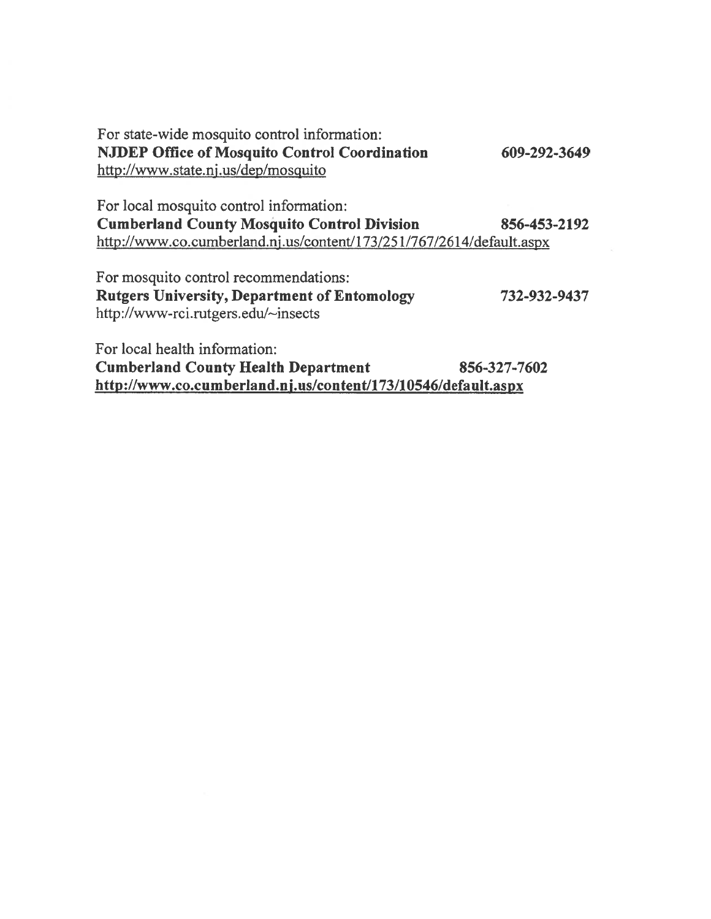For state-wide mosquito control information:
**NJDEP Office of Mosquito Control Coordination** **609-292-3649**
http://www.state.nj.us/dep/mosquito

For local mosquito control information:
**Cumberland County Mosquito Control Division** **856-453-2192**
http://www.co.cumberland.nj.us/content/173/251/767/2614/default.aspx

For mosquito control recommendations:
**Rutgers University, Department of Entomology** **732-932-9437**
http://www-rci.rutgers.edu/~insects

For local health information:
**Cumberland County Health Department** **856-327-7602**
**http://www.co.cumberland.nj.us/content/173/10546/default.aspx**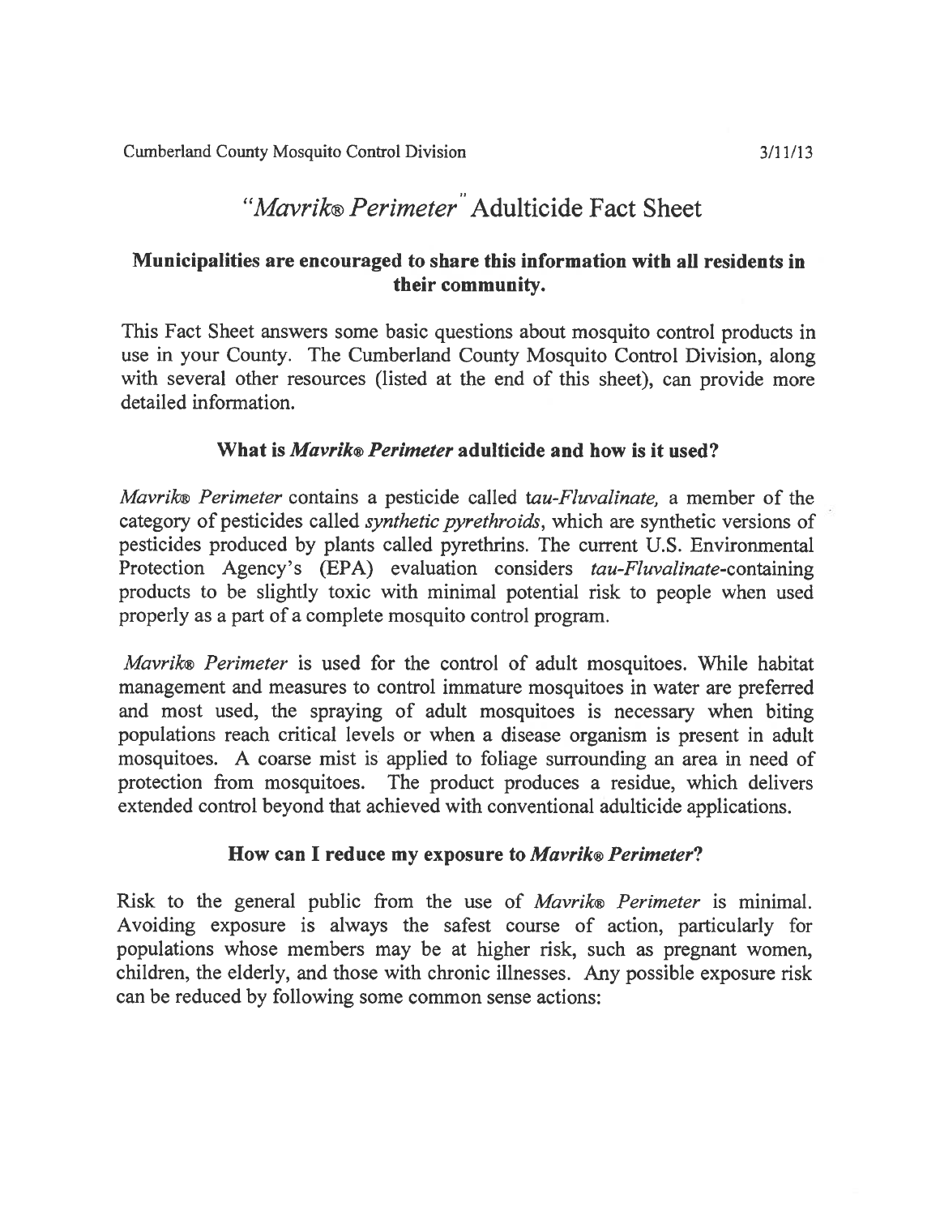Cumberland County Mosquito Control Division 3/11/13

# "*Mavrik® Perimeter*" Adulticide Fact Sheet

**Municipalities are encouraged to share this information with all residents in their community.**

This Fact Sheet answers some basic questions about mosquito control products in use in your County. The Cumberland County Mosquito Control Division, along with several other resources (listed at the end of this sheet), can provide more detailed information.

## What is *Mavrik® Perimeter* adulticide and how is it used?

*Mavrik® Perimeter* contains a pesticide called *tau-Fluvalinate,* a member of the category of pesticides called *synthetic pyrethroids*, which are synthetic versions of pesticides produced by plants called pyrethrins. The current U.S. Environmental Protection Agency's (EPA) evaluation considers *tau-Fluvalinate*-containing products to be slightly toxic with minimal potential risk to people when used properly as a part of a complete mosquito control program.

*Mavrik® Perimeter* is used for the control of adult mosquitoes. While habitat management and measures to control immature mosquitoes in water are preferred and most used, the spraying of adult mosquitoes is necessary when biting populations reach critical levels or when a disease organism is present in adult mosquitoes. A coarse mist is applied to foliage surrounding an area in need of protection from mosquitoes. The product produces a residue, which delivers extended control beyond that achieved with conventional adulticide applications.

## How can I reduce my exposure to *Mavrik® Perimeter*?

Risk to the general public from the use of *Mavrik® Perimeter* is minimal. Avoiding exposure is always the safest course of action, particularly for populations whose members may be at higher risk, such as pregnant women, children, the elderly, and those with chronic illnesses. Any possible exposure risk can be reduced by following some common sense actions: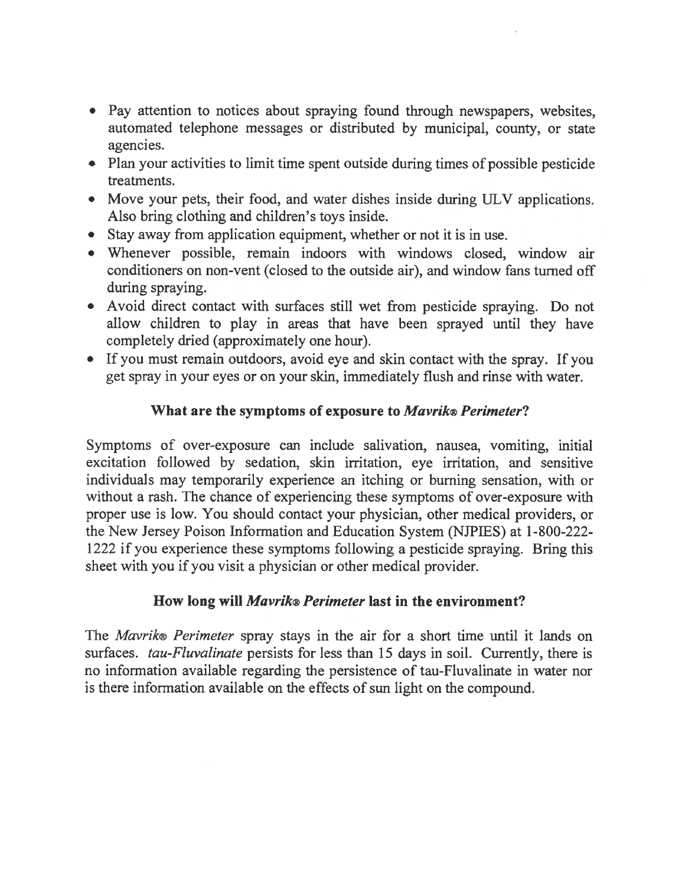- Pay attention to notices about spraying found through newspapers, websites, automated telephone messages or distributed by municipal, county, or state agencies.
- Plan your activities to limit time spent outside during times of possible pesticide treatments.
- Move your pets, their food, and water dishes inside during ULV applications. Also bring clothing and children's toys inside.
- Stay away from application equipment, whether or not it is in use.
- Whenever possible, remain indoors with windows closed, window air conditioners on non-vent (closed to the outside air), and window fans turned off during spraying.
- Avoid direct contact with surfaces still wet from pesticide spraying. Do not allow children to play in areas that have been sprayed until they have completely dried (approximately one hour).
- If you must remain outdoors, avoid eye and skin contact with the spray. If you get spray in your eyes or on your skin, immediately flush and rinse with water.

### What are the symptoms of exposure to *Mavrik® Perimeter*?

Symptoms of over-exposure can include salivation, nausea, vomiting, initial excitation followed by sedation, skin irritation, eye irritation, and sensitive individuals may temporarily experience an itching or burning sensation, with or without a rash. The chance of experiencing these symptoms of over-exposure with proper use is low. You should contact your physician, other medical providers, or the New Jersey Poison Information and Education System (NJPIES) at 1-800-222-1222 if you experience these symptoms following a pesticide spraying. Bring this sheet with you if you visit a physician or other medical provider.

### How long will *Mavrik® Perimeter* last in the environment?

The *Mavrik® Perimeter* spray stays in the air for a short time until it lands on surfaces. *tau-Fluvalinate* persists for less than 15 days in soil. Currently, there is no information available regarding the persistence of tau-Fluvalinate in water nor is there information available on the effects of sun light on the compound.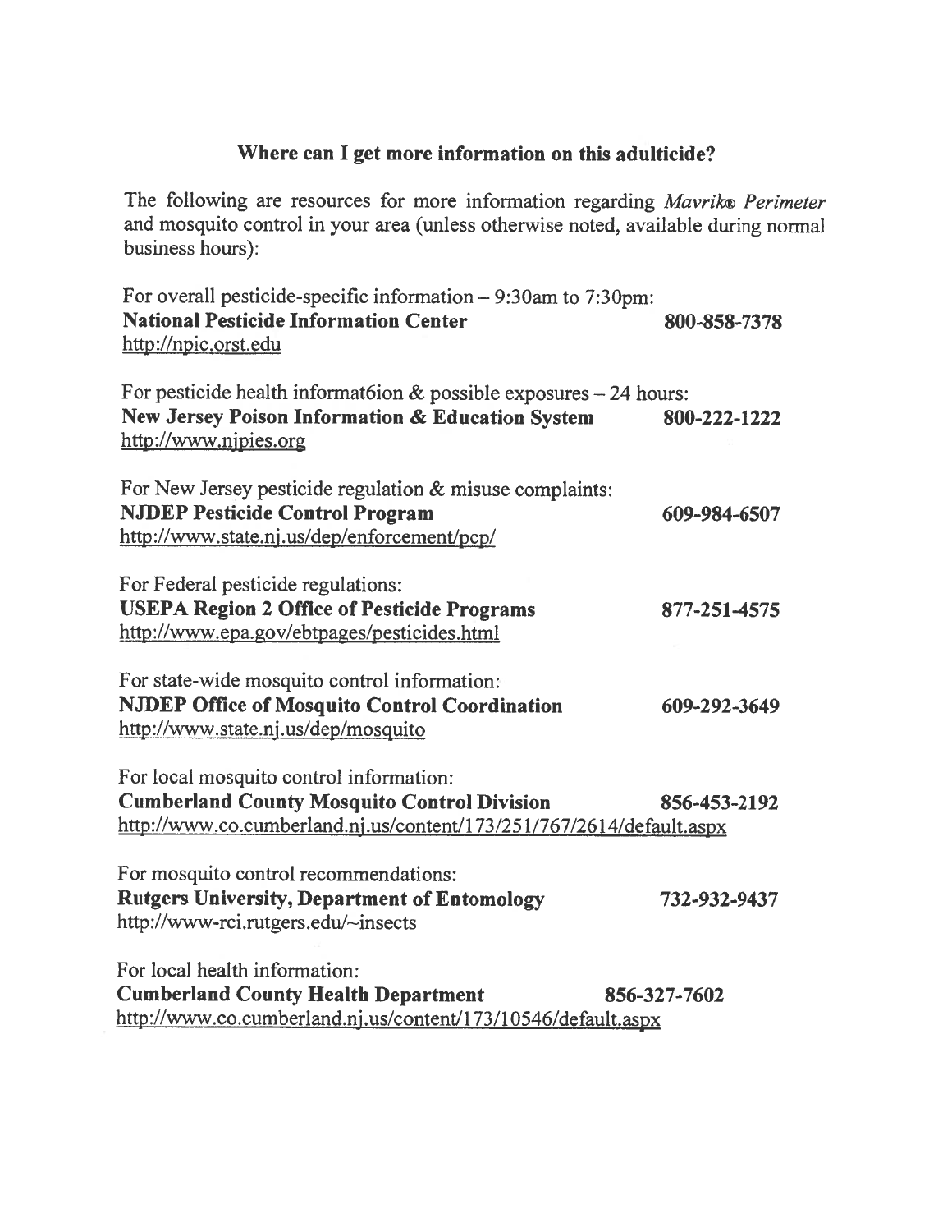## Where can I get more information on this adulticide?

The following are resources for more information regarding *Mavrik® Perimeter* and mosquito control in your area (unless otherwise noted, available during normal business hours):

For overall pesticide-specific information – 9:30am to 7:30pm:
**National Pesticide Information Center** **800-858-7378**
http://npic.orst.edu

For pesticide health informat6ion & possible exposures – 24 hours:
**New Jersey Poison Information & Education System** **800-222-1222**
http://www.njpies.org

For New Jersey pesticide regulation & misuse complaints:
**NJDEP Pesticide Control Program** **609-984-6507**
http://www.state.nj.us/dep/enforcement/pcp/

For Federal pesticide regulations:
**USEPA Region 2 Office of Pesticide Programs** **877-251-4575**
http://www.epa.gov/ebtpages/pesticides.html

For state-wide mosquito control information:
**NJDEP Office of Mosquito Control Coordination** **609-292-3649**
http://www.state.nj.us/dep/mosquito

For local mosquito control information:
**Cumberland County Mosquito Control Division** **856-453-2192**
http://www.co.cumberland.nj.us/content/173/251/767/2614/default.aspx

For mosquito control recommendations:
**Rutgers University, Department of Entomology** **732-932-9437**
http://www-rci.rutgers.edu/~insects

For local health information:
**Cumberland County Health Department** **856-327-7602**
http://www.co.cumberland.nj.us/content/173/10546/default.aspx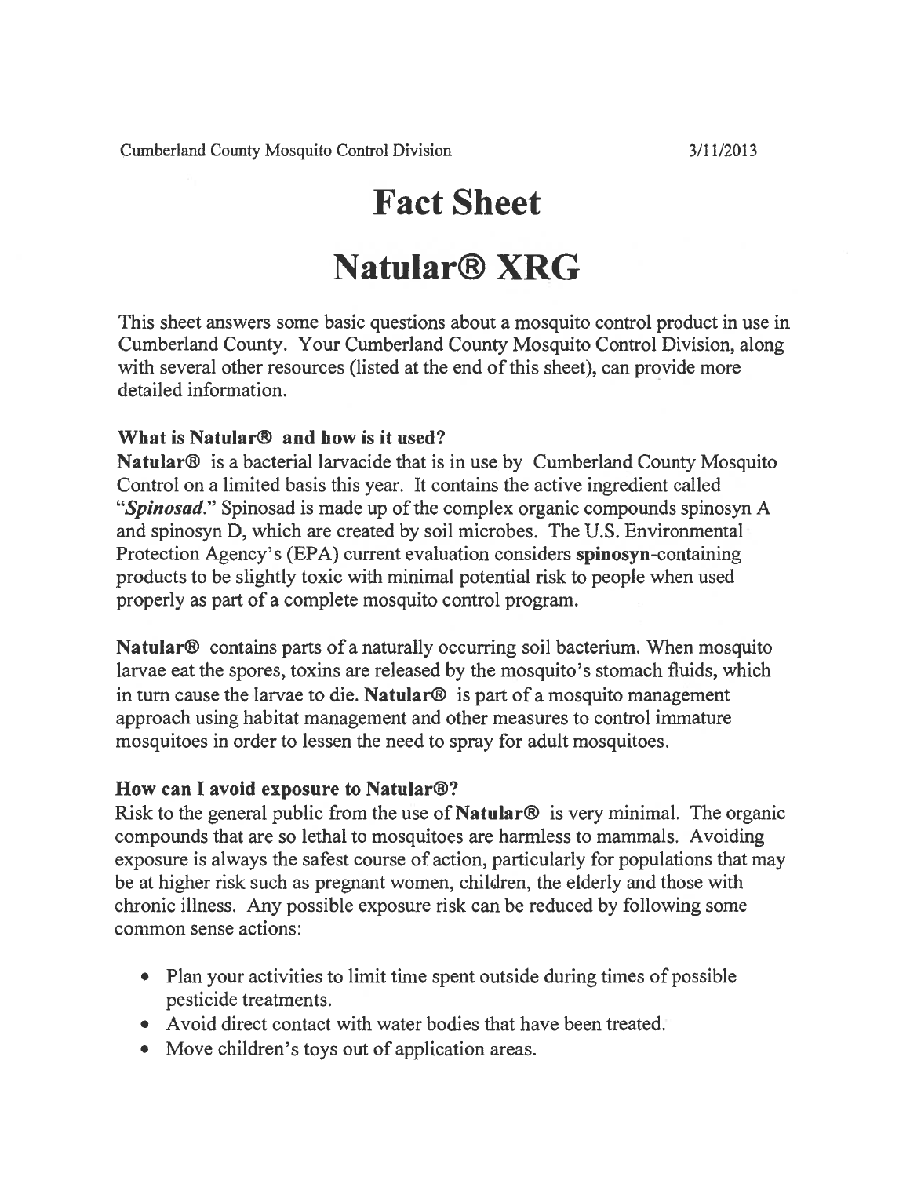Cumberland County Mosquito Control Division 3/11/2013

# Fact Sheet

# Natular® XRG

This sheet answers some basic questions about a mosquito control product in use in Cumberland County. Your Cumberland County Mosquito Control Division, along with several other resources (listed at the end of this sheet), can provide more detailed information.

### What is Natular® and how is it used?

**Natular®** is a bacterial larvacide that is in use by Cumberland County Mosquito Control on a limited basis this year. It contains the active ingredient called "***Spinosad.***" Spinosad is made up of the complex organic compounds spinosyn A and spinosyn D, which are created by soil microbes. The U.S. Environmental Protection Agency's (EPA) current evaluation considers **spinosyn**-containing products to be slightly toxic with minimal potential risk to people when used properly as part of a complete mosquito control program.

**Natular®** contains parts of a naturally occurring soil bacterium. When mosquito larvae eat the spores, toxins are released by the mosquito's stomach fluids, which in turn cause the larvae to die. **Natular®** is part of a mosquito management approach using habitat management and other measures to control immature mosquitoes in order to lessen the need to spray for adult mosquitoes.

### How can I avoid exposure to Natular®?

Risk to the general public from the use of **Natular®** is very minimal. The organic compounds that are so lethal to mosquitoes are harmless to mammals. Avoiding exposure is always the safest course of action, particularly for populations that may be at higher risk such as pregnant women, children, the elderly and those with chronic illness. Any possible exposure risk can be reduced by following some common sense actions:

- Plan your activities to limit time spent outside during times of possible pesticide treatments.
- Avoid direct contact with water bodies that have been treated.
- Move children's toys out of application areas.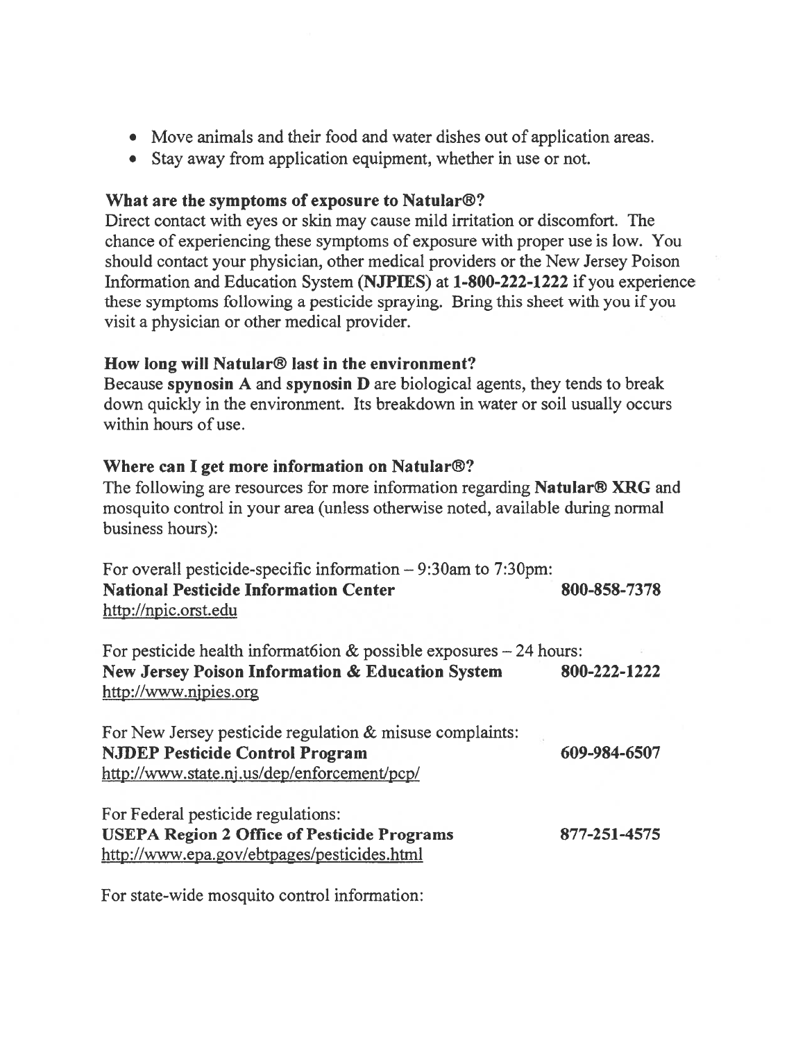- Move animals and their food and water dishes out of application areas.
- Stay away from application equipment, whether in use or not.

### What are the symptoms of exposure to Natular®?

Direct contact with eyes or skin may cause mild irritation or discomfort. The chance of experiencing these symptoms of exposure with proper use is low. You should contact your physician, other medical providers or the New Jersey Poison Information and Education System **(NJPIES)** at **1-800-222-1222** if you experience these symptoms following a pesticide spraying. Bring this sheet with you if you visit a physician or other medical provider.

### How long will Natular® last in the environment?

Because **spynosin A** and **spynosin D** are biological agents, they tends to break down quickly in the environment. Its breakdown in water or soil usually occurs within hours of use.

### Where can I get more information on Natular®?

The following are resources for more information regarding **Natular® XRG** and mosquito control in your area (unless otherwise noted, available during normal business hours):

For overall pesticide-specific information – 9:30am to 7:30pm:
**National Pesticide Information Center** **800-858-7378**
http://npic.orst.edu

For pesticide health informat6ion & possible exposures – 24 hours:
**New Jersey Poison Information & Education System** **800-222-1222**
http://www.njpies.org

For New Jersey pesticide regulation & misuse complaints:
**NJDEP Pesticide Control Program** **609-984-6507**
http://www.state.nj.us/dep/enforcement/pcp/

For Federal pesticide regulations:
**USEPA Region 2 Office of Pesticide Programs** **877-251-4575**
http://www.epa.gov/ebtpages/pesticides.html

For state-wide mosquito control information: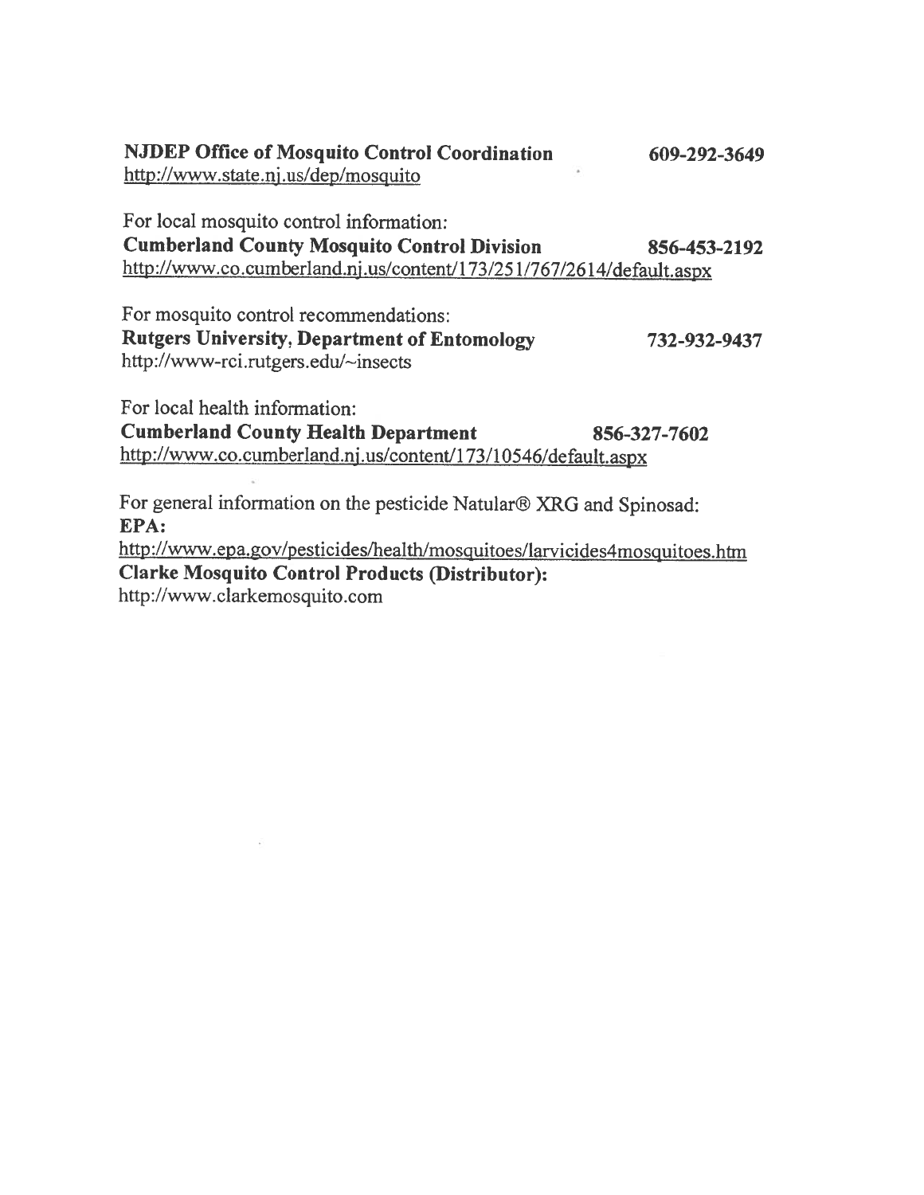**NJDEP Office of Mosquito Control Coordination** **609-292-3649**
http://www.state.nj.us/dep/mosquito

For local mosquito control information:
**Cumberland County Mosquito Control Division** **856-453-2192**
http://www.co.cumberland.nj.us/content/173/251/767/2614/default.aspx

For mosquito control recommendations:
**Rutgers University, Department of Entomology** **732-932-9437**
http://www-rci.rutgers.edu/~insects

For local health information:
**Cumberland County Health Department** **856-327-7602**
http://www.co.cumberland.nj.us/content/173/10546/default.aspx

For general information on the pesticide Natular® XRG and Spinosad:
**EPA:**
http://www.epa.gov/pesticides/health/mosquitoes/larvicides4mosquitoes.htm
**Clarke Mosquito Control Products (Distributor):**
http://www.clarkemosquito.com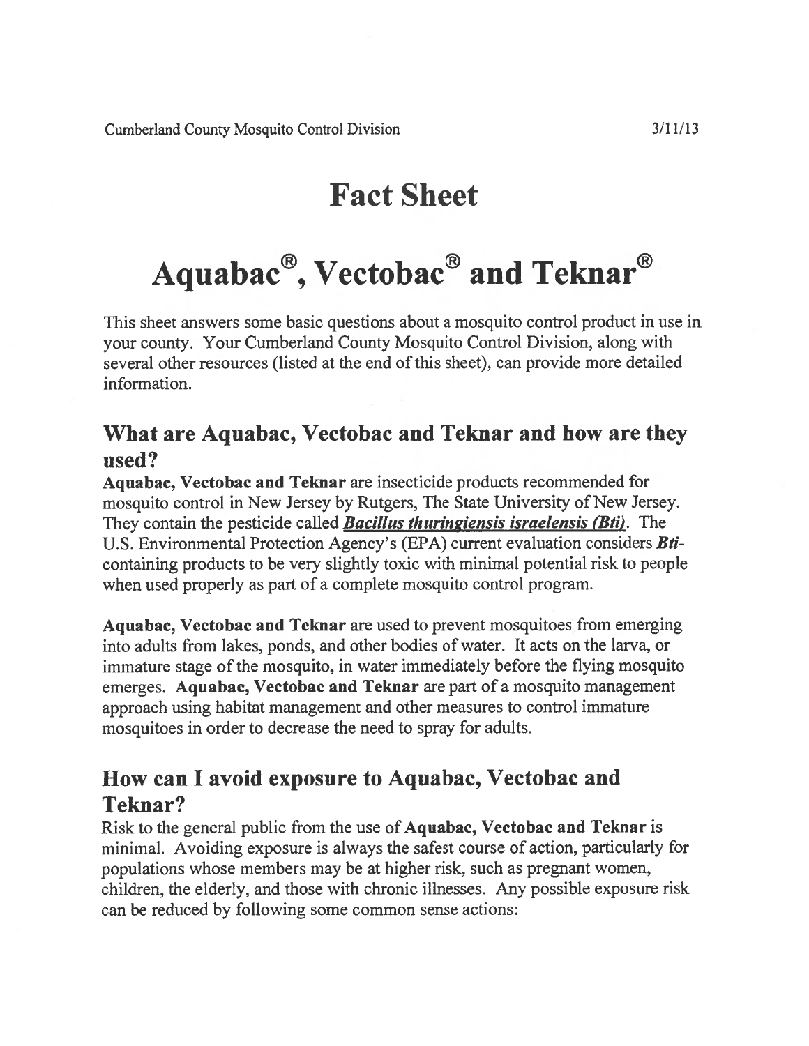Cumberland County Mosquito Control Division 3/11/13

# Fact Sheet

# Aquabac®, Vectobac® and Teknar®

This sheet answers some basic questions about a mosquito control product in use in your county. Your Cumberland County Mosquito Control Division, along with several other resources (listed at the end of this sheet), can provide more detailed information.

## What are Aquabac, Vectobac and Teknar and how are they used?

**Aquabac, Vectobac and Teknar** are insecticide products recommended for mosquito control in New Jersey by Rutgers, The State University of New Jersey. They contain the pesticide called ***Bacillus thuringiensis israelensis (Bti)***. The U.S. Environmental Protection Agency's (EPA) current evaluation considers ***Bti***-containing products to be very slightly toxic with minimal potential risk to people when used properly as part of a complete mosquito control program.

**Aquabac, Vectobac and Teknar** are used to prevent mosquitoes from emerging into adults from lakes, ponds, and other bodies of water. It acts on the larva, or immature stage of the mosquito, in water immediately before the flying mosquito emerges. **Aquabac, Vectobac and Teknar** are part of a mosquito management approach using habitat management and other measures to control immature mosquitoes in order to decrease the need to spray for adults.

## How can I avoid exposure to Aquabac, Vectobac and Teknar?

Risk to the general public from the use of **Aquabac, Vectobac and Teknar** is minimal. Avoiding exposure is always the safest course of action, particularly for populations whose members may be at higher risk, such as pregnant women, children, the elderly, and those with chronic illnesses. Any possible exposure risk can be reduced by following some common sense actions: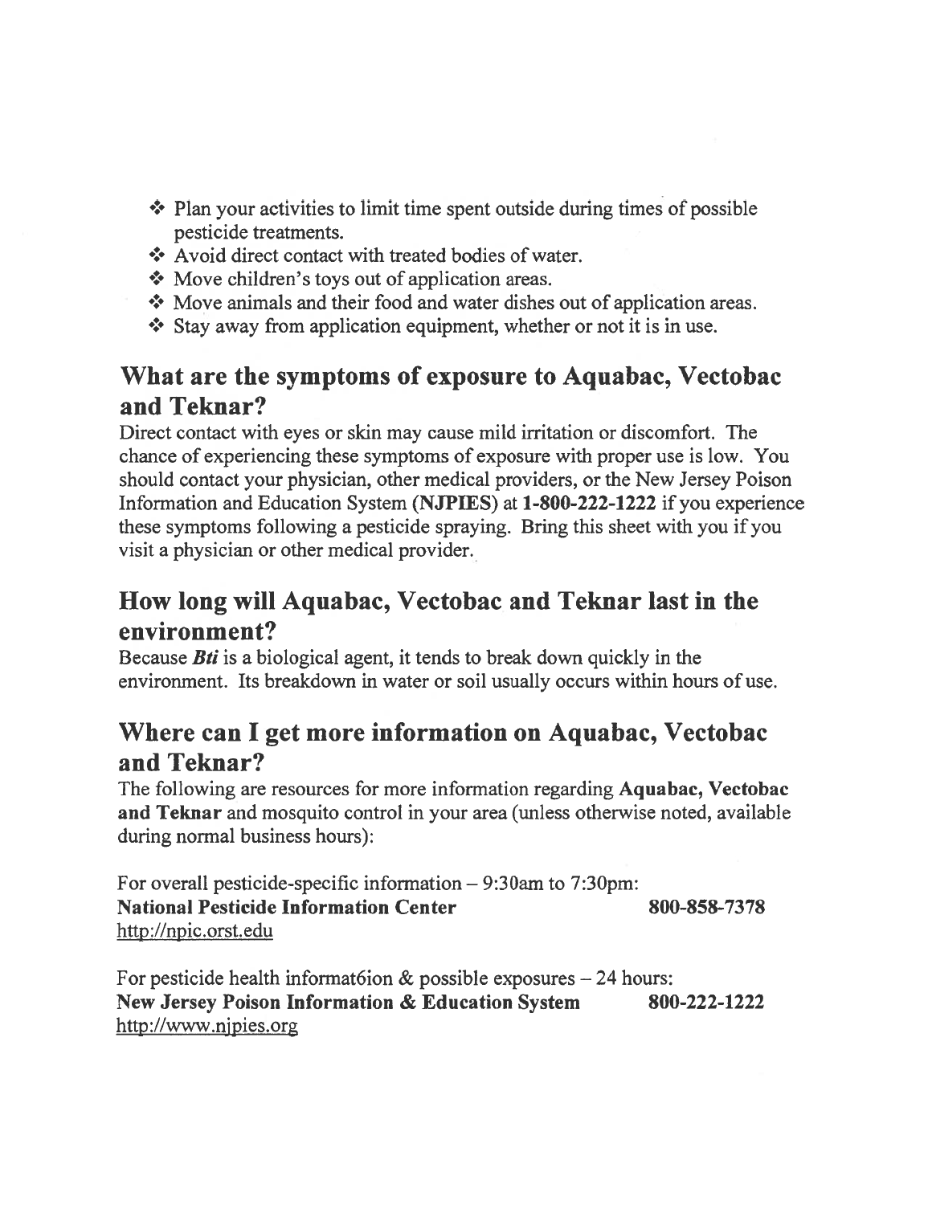- Plan your activities to limit time spent outside during times of possible pesticide treatments.
- Avoid direct contact with treated bodies of water.
- Move children's toys out of application areas.
- Move animals and their food and water dishes out of application areas.
- Stay away from application equipment, whether or not it is in use.

## What are the symptoms of exposure to Aquabac, Vectobac and Teknar?

Direct contact with eyes or skin may cause mild irritation or discomfort. The chance of experiencing these symptoms of exposure with proper use is low. You should contact your physician, other medical providers, or the New Jersey Poison Information and Education System (**NJPIES**) at **1-800-222-1222** if you experience these symptoms following a pesticide spraying. Bring this sheet with you if you visit a physician or other medical provider.

## How long will Aquabac, Vectobac and Teknar last in the environment?

Because ***Bti*** is a biological agent, it tends to break down quickly in the environment. Its breakdown in water or soil usually occurs within hours of use.

## Where can I get more information on Aquabac, Vectobac and Teknar?

The following are resources for more information regarding **Aquabac, Vectobac and Teknar** and mosquito control in your area (unless otherwise noted, available during normal business hours):

For overall pesticide-specific information – 9:30am to 7:30pm:
**National Pesticide Information Center** **800-858-7378**
http://npic.orst.edu

For pesticide health informat6ion & possible exposures – 24 hours:
**New Jersey Poison Information & Education System** **800-222-1222**
http://www.njpies.org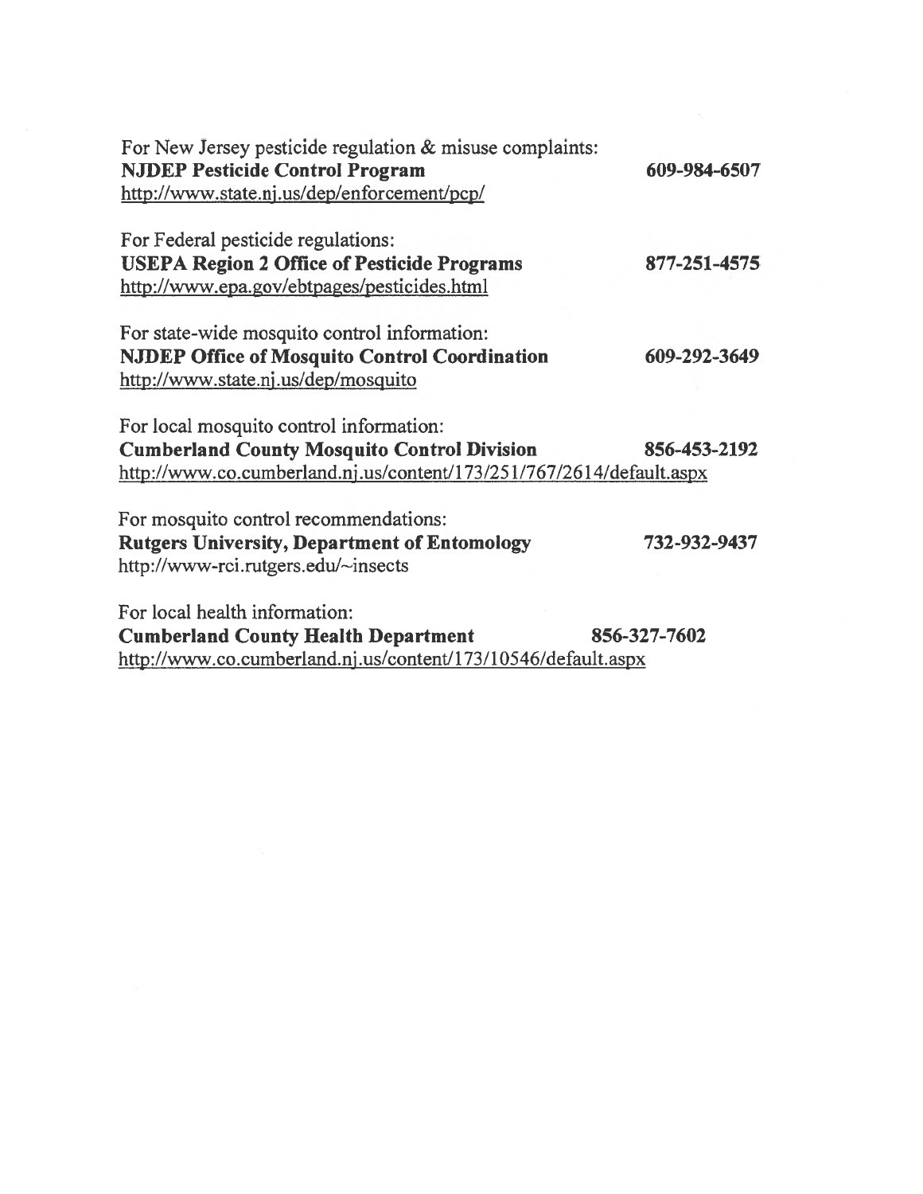For New Jersey pesticide regulation & misuse complaints:
**NJDEP Pesticide Control Program** **609-984-6507**
http://www.state.nj.us/dep/enforcement/pcp/

For Federal pesticide regulations:
**USEPA Region 2 Office of Pesticide Programs** **877-251-4575**
http://www.epa.gov/ebtpages/pesticides.html

For state-wide mosquito control information:
**NJDEP Office of Mosquito Control Coordination** **609-292-3649**
http://www.state.nj.us/dep/mosquito

For local mosquito control information:
**Cumberland County Mosquito Control Division** **856-453-2192**
http://www.co.cumberland.nj.us/content/173/251/767/2614/default.aspx

For mosquito control recommendations:
**Rutgers University, Department of Entomology** **732-932-9437**
http://www-rci.rutgers.edu/~insects

For local health information:
**Cumberland County Health Department** **856-327-7602**
http://www.co.cumberland.nj.us/content/173/10546/default.aspx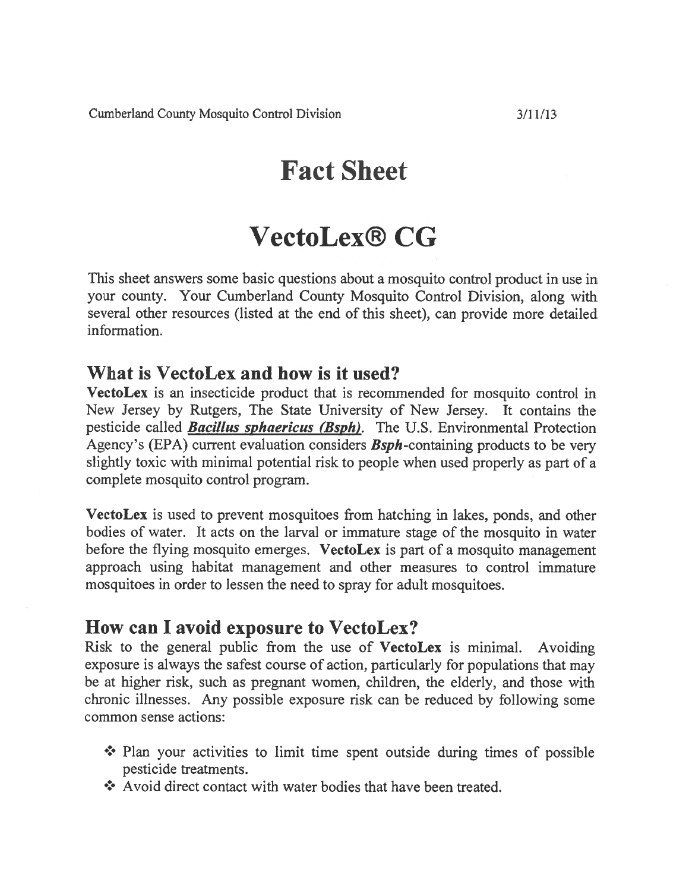Cumberland County Mosquito Control Division 3/11/13

# Fact Sheet

# VectoLex® CG

This sheet answers some basic questions about a mosquito control product in use in your county. Your Cumberland County Mosquito Control Division, along with several other resources (listed at the end of this sheet), can provide more detailed information.

## What is VectoLex and how is it used?

**VectoLex** is an insecticide product that is recommended for mosquito control in New Jersey by Rutgers, The State University of New Jersey. It contains the pesticide called ***Bacillus sphaericus (Bsph)***. The U.S. Environmental Protection Agency's (EPA) current evaluation considers ***Bsph***-containing products to be very slightly toxic with minimal potential risk to people when used properly as part of a complete mosquito control program.

**VectoLex** is used to prevent mosquitoes from hatching in lakes, ponds, and other bodies of water. It acts on the larval or immature stage of the mosquito in water before the flying mosquito emerges. **VectoLex** is part of a mosquito management approach using habitat management and other measures to control immature mosquitoes in order to lessen the need to spray for adult mosquitoes.

## How can I avoid exposure to VectoLex?

Risk to the general public from the use of **VectoLex** is minimal. Avoiding exposure is always the safest course of action, particularly for populations that may be at higher risk, such as pregnant women, children, the elderly, and those with chronic illnesses. Any possible exposure risk can be reduced by following some common sense actions:

- Plan your activities to limit time spent outside during times of possible pesticide treatments.
- Avoid direct contact with water bodies that have been treated.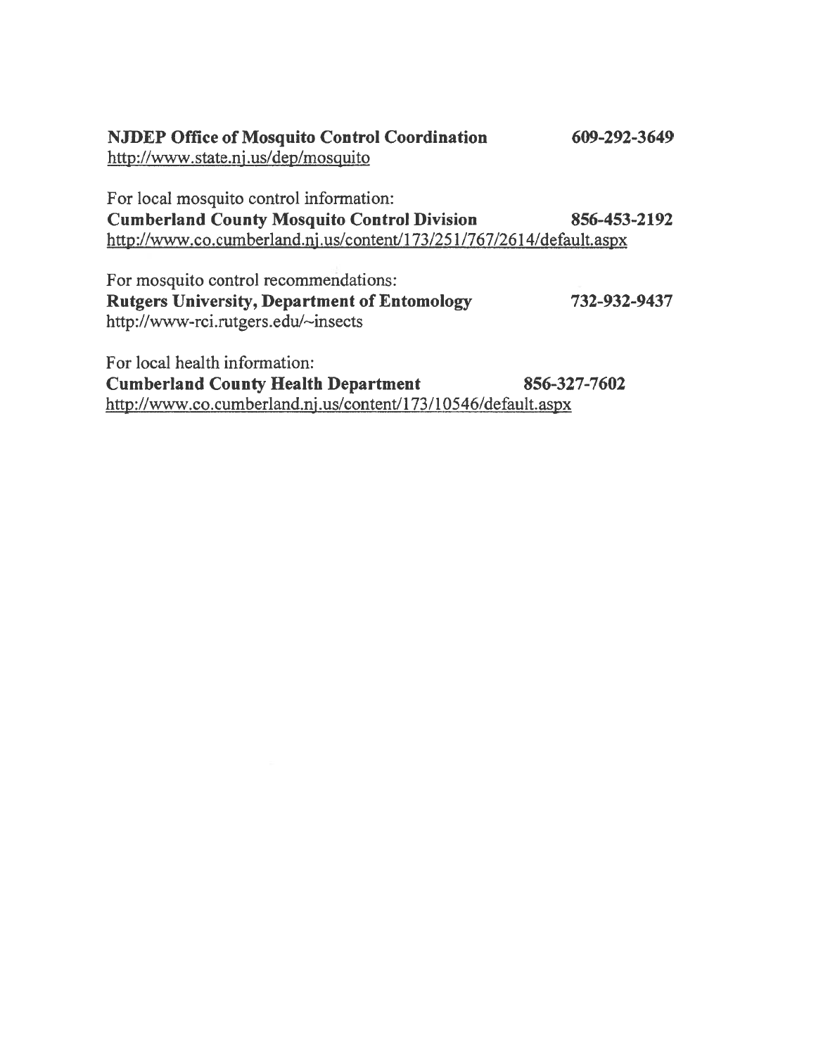**NJDEP Office of Mosquito Control Coordination** **609-292-3649**
http://www.state.nj.us/dep/mosquito

For local mosquito control information:
**Cumberland County Mosquito Control Division** **856-453-2192**
http://www.co.cumberland.nj.us/content/173/251/767/2614/default.aspx

For mosquito control recommendations:
**Rutgers University, Department of Entomology** **732-932-9437**
http://www-rci.rutgers.edu/~insects

For local health information:
**Cumberland County Health Department** **856-327-7602**
http://www.co.cumberland.nj.us/content/173/10546/default.aspx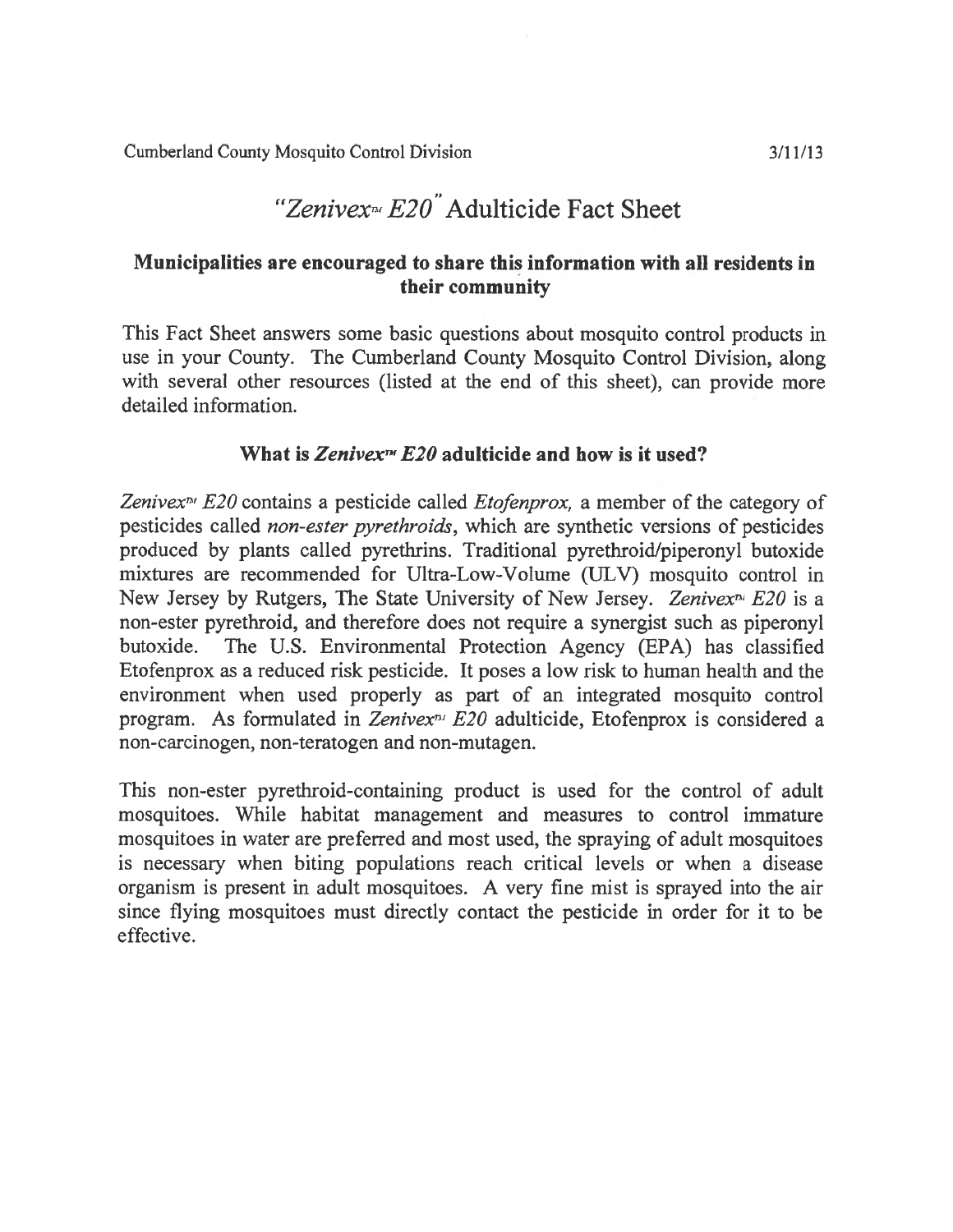Cumberland County Mosquito Control Division 3/11/13

# *"Zenivex™ E20"* Adulticide Fact Sheet

**Municipalities are encouraged to share this information with all residents in their community**

This Fact Sheet answers some basic questions about mosquito control products in use in your County. The Cumberland County Mosquito Control Division, along with several other resources (listed at the end of this sheet), can provide more detailed information.

### What is *Zenivex™ E20* adulticide and how is it used?

*Zenivex™ E20* contains a pesticide called *Etofenprox,* a member of the category of pesticides called *non-ester pyrethroids*, which are synthetic versions of pesticides produced by plants called pyrethrins. Traditional pyrethroid/piperonyl butoxide mixtures are recommended for Ultra-Low-Volume (ULV) mosquito control in New Jersey by Rutgers, The State University of New Jersey. *Zenivex™ E20* is a non-ester pyrethroid, and therefore does not require a synergist such as piperonyl butoxide. The U.S. Environmental Protection Agency (EPA) has classified Etofenprox as a reduced risk pesticide. It poses a low risk to human health and the environment when used properly as part of an integrated mosquito control program. As formulated in *Zenivex™ E20* adulticide, Etofenprox is considered a non-carcinogen, non-teratogen and non-mutagen.

This non-ester pyrethroid-containing product is used for the control of adult mosquitoes. While habitat management and measures to control immature mosquitoes in water are preferred and most used, the spraying of adult mosquitoes is necessary when biting populations reach critical levels or when a disease organism is present in adult mosquitoes. A very fine mist is sprayed into the air since flying mosquitoes must directly contact the pesticide in order for it to be effective.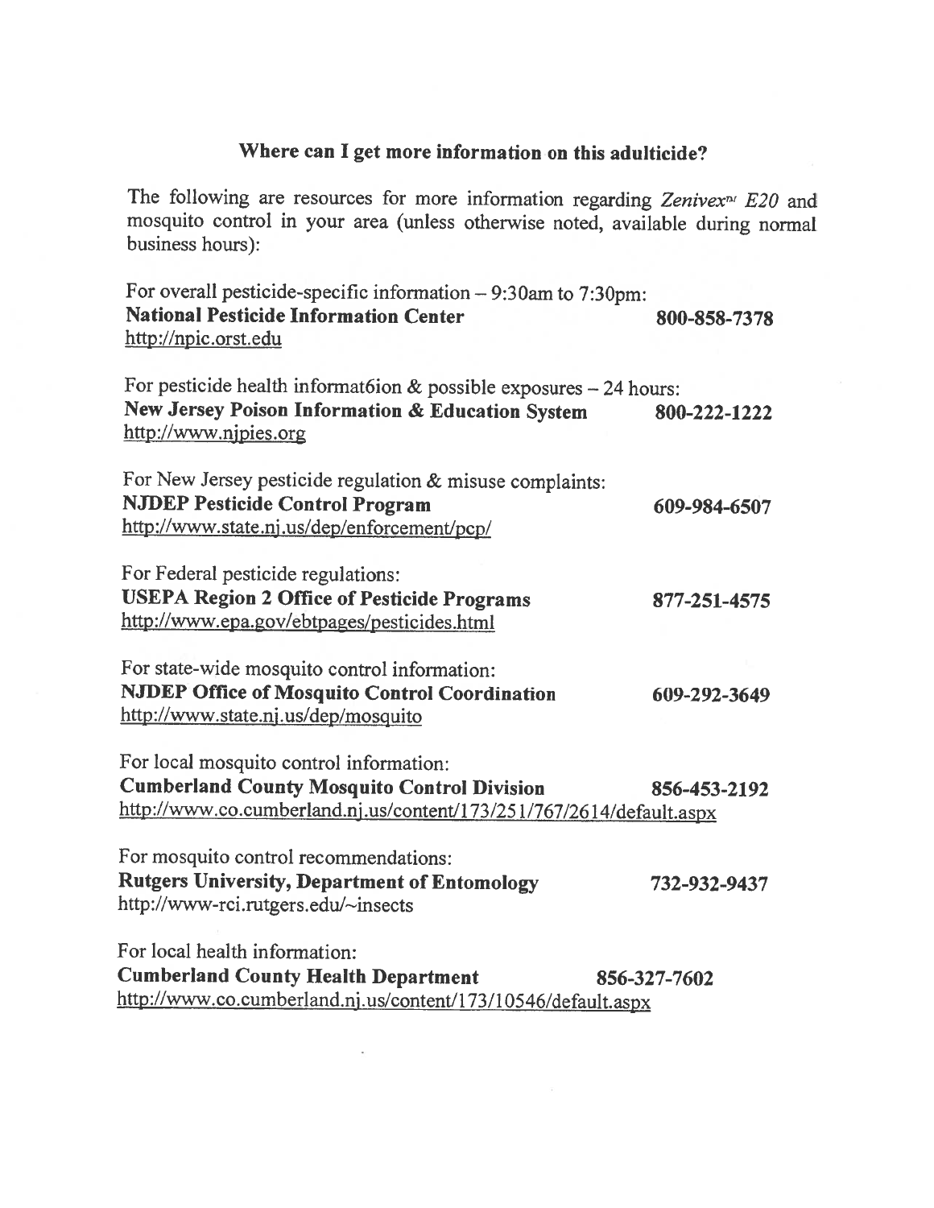## Where can I get more information on this adulticide?

The following are resources for more information regarding *Zenivex™ E20* and mosquito control in your area (unless otherwise noted, available during normal business hours):

For overall pesticide-specific information – 9:30am to 7:30pm:
**National Pesticide Information Center** **800-858-7378**
http://npic.orst.edu

For pesticide health informat6ion & possible exposures – 24 hours:
**New Jersey Poison Information & Education System** **800-222-1222**
http://www.njpies.org

For New Jersey pesticide regulation & misuse complaints:
**NJDEP Pesticide Control Program** **609-984-6507**
http://www.state.nj.us/dep/enforcement/pcp/

For Federal pesticide regulations:
**USEPA Region 2 Office of Pesticide Programs** **877-251-4575**
http://www.epa.gov/ebtpages/pesticides.html

For state-wide mosquito control information:
**NJDEP Office of Mosquito Control Coordination** **609-292-3649**
http://www.state.nj.us/dep/mosquito

For local mosquito control information:
**Cumberland County Mosquito Control Division** **856-453-2192**
http://www.co.cumberland.nj.us/content/173/251/767/2614/default.aspx

For mosquito control recommendations:
**Rutgers University, Department of Entomology** **732-932-9437**
http://www-rci.rutgers.edu/~insects

For local health information:
**Cumberland County Health Department** **856-327-7602**
http://www.co.cumberland.nj.us/content/173/10546/default.aspx